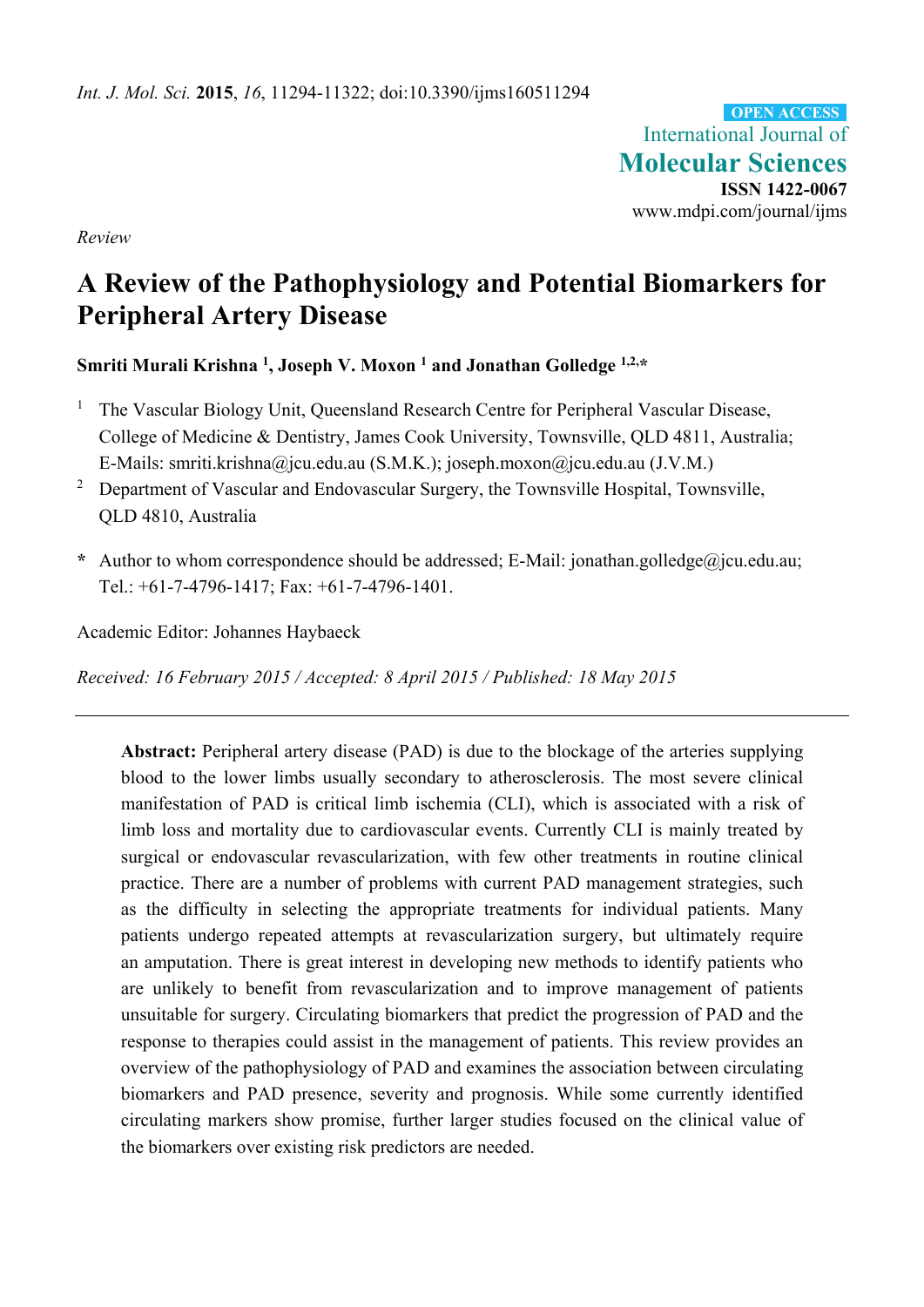*Int. J. Mol. Sci.* **2015**, *16*, 11294-11322; doi:10.3390/ijms160511294

OPEN ACCESS

International Journal of
**Molecular Sciences**
**ISSN 1422-0067**
www.mdpi.com/journal/ijms

*Review*

# A Review of the Pathophysiology and Potential Biomarkers for Peripheral Artery Disease

**Smriti Murali Krishna [1], Joseph V. Moxon [1] and Jonathan Golledge [1,2,*]**

[1] The Vascular Biology Unit, Queensland Research Centre for Peripheral Vascular Disease, College of Medicine & Dentistry, James Cook University, Townsville, QLD 4811, Australia; E-Mails: smriti.krishna@jcu.edu.au (S.M.K.); joseph.moxon@jcu.edu.au (J.V.M.)

[2] Department of Vascular and Endovascular Surgery, the Townsville Hospital, Townsville, QLD 4810, Australia

[*] Author to whom correspondence should be addressed; E-Mail: jonathan.golledge@jcu.edu.au; Tel.: +61-7-4796-1417; Fax: +61-7-4796-1401.

Academic Editor: Johannes Haybaeck

*Received: 16 February 2015 / Accepted: 8 April 2015 / Published: 18 May 2015*

---

**Abstract:** Peripheral artery disease (PAD) is due to the blockage of the arteries supplying blood to the lower limbs usually secondary to atherosclerosis. The most severe clinical manifestation of PAD is critical limb ischemia (CLI), which is associated with a risk of limb loss and mortality due to cardiovascular events. Currently CLI is mainly treated by surgical or endovascular revascularization, with few other treatments in routine clinical practice. There are a number of problems with current PAD management strategies, such as the difficulty in selecting the appropriate treatments for individual patients. Many patients undergo repeated attempts at revascularization surgery, but ultimately require an amputation. There is great interest in developing new methods to identify patients who are unlikely to benefit from revascularization and to improve management of patients unsuitable for surgery. Circulating biomarkers that predict the progression of PAD and the response to therapies could assist in the management of patients. This review provides an overview of the pathophysiology of PAD and examines the association between circulating biomarkers and PAD presence, severity and prognosis. While some currently identified circulating markers show promise, further larger studies focused on the clinical value of the biomarkers over existing risk predictors are needed.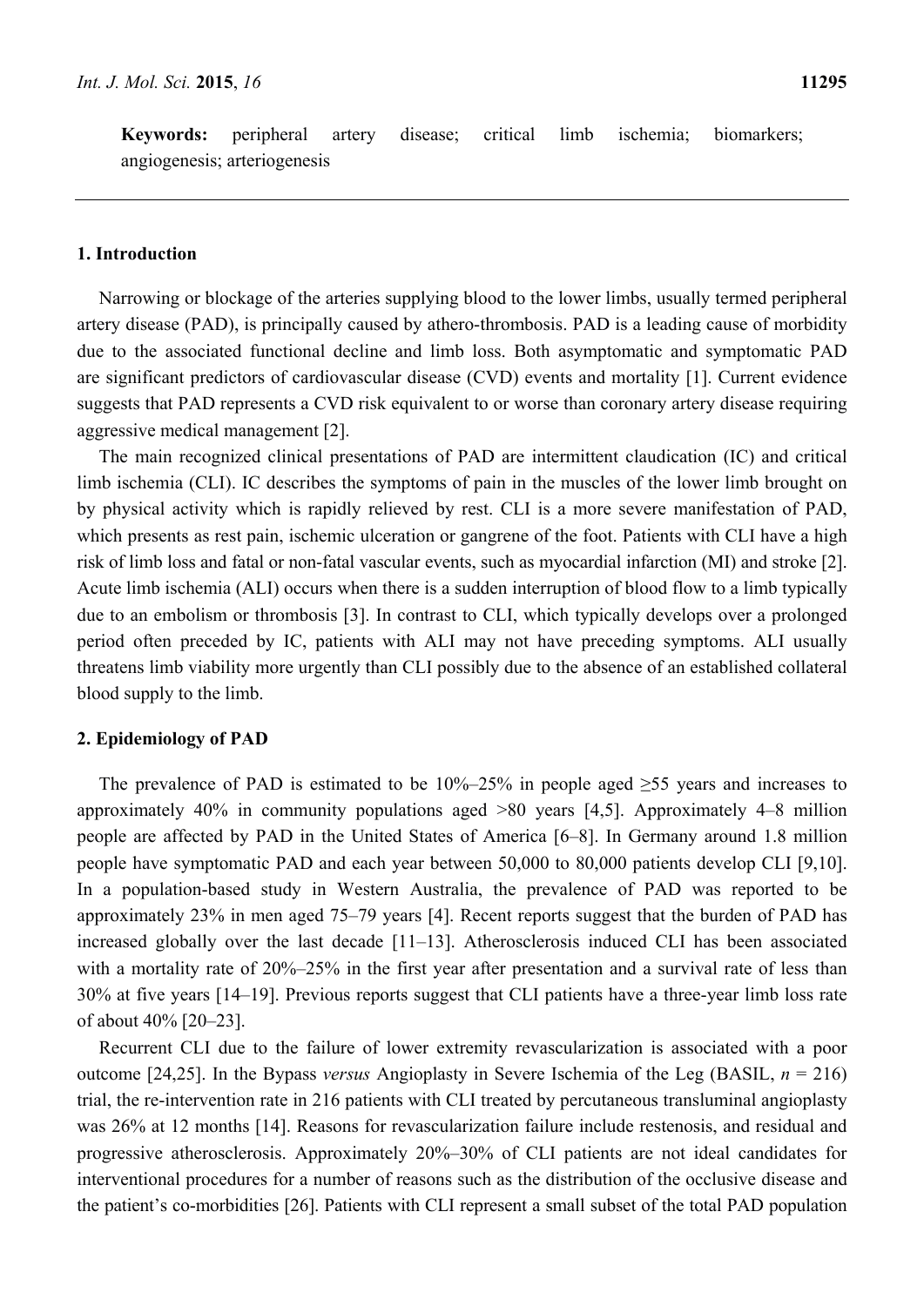**Keywords:** peripheral artery disease; critical limb ischemia; biomarkers; angiogenesis; arteriogenesis

## 1. Introduction

Narrowing or blockage of the arteries supplying blood to the lower limbs, usually termed peripheral artery disease (PAD), is principally caused by athero-thrombosis. PAD is a leading cause of morbidity due to the associated functional decline and limb loss. Both asymptomatic and symptomatic PAD are significant predictors of cardiovascular disease (CVD) events and mortality [1]. Current evidence suggests that PAD represents a CVD risk equivalent to or worse than coronary artery disease requiring aggressive medical management [2].

The main recognized clinical presentations of PAD are intermittent claudication (IC) and critical limb ischemia (CLI). IC describes the symptoms of pain in the muscles of the lower limb brought on by physical activity which is rapidly relieved by rest. CLI is a more severe manifestation of PAD, which presents as rest pain, ischemic ulceration or gangrene of the foot. Patients with CLI have a high risk of limb loss and fatal or non-fatal vascular events, such as myocardial infarction (MI) and stroke [2]. Acute limb ischemia (ALI) occurs when there is a sudden interruption of blood flow to a limb typically due to an embolism or thrombosis [3]. In contrast to CLI, which typically develops over a prolonged period often preceded by IC, patients with ALI may not have preceding symptoms. ALI usually threatens limb viability more urgently than CLI possibly due to the absence of an established collateral blood supply to the limb.

## 2. Epidemiology of PAD

The prevalence of PAD is estimated to be 10%–25% in people aged ≥55 years and increases to approximately 40% in community populations aged >80 years [4,5]. Approximately 4–8 million people are affected by PAD in the United States of America [6–8]. In Germany around 1.8 million people have symptomatic PAD and each year between 50,000 to 80,000 patients develop CLI [9,10]. In a population-based study in Western Australia, the prevalence of PAD was reported to be approximately 23% in men aged 75–79 years [4]. Recent reports suggest that the burden of PAD has increased globally over the last decade [11–13]. Atherosclerosis induced CLI has been associated with a mortality rate of 20%–25% in the first year after presentation and a survival rate of less than 30% at five years [14–19]. Previous reports suggest that CLI patients have a three-year limb loss rate of about 40% [20–23].

Recurrent CLI due to the failure of lower extremity revascularization is associated with a poor outcome [24,25]. In the Bypass *versus* Angioplasty in Severe Ischemia of the Leg (BASIL, $n = 216$) trial, the re-intervention rate in 216 patients with CLI treated by percutaneous transluminal angioplasty was 26% at 12 months [14]. Reasons for revascularization failure include restenosis, and residual and progressive atherosclerosis. Approximately 20%–30% of CLI patients are not ideal candidates for interventional procedures for a number of reasons such as the distribution of the occlusive disease and the patient's co-morbidities [26]. Patients with CLI represent a small subset of the total PAD population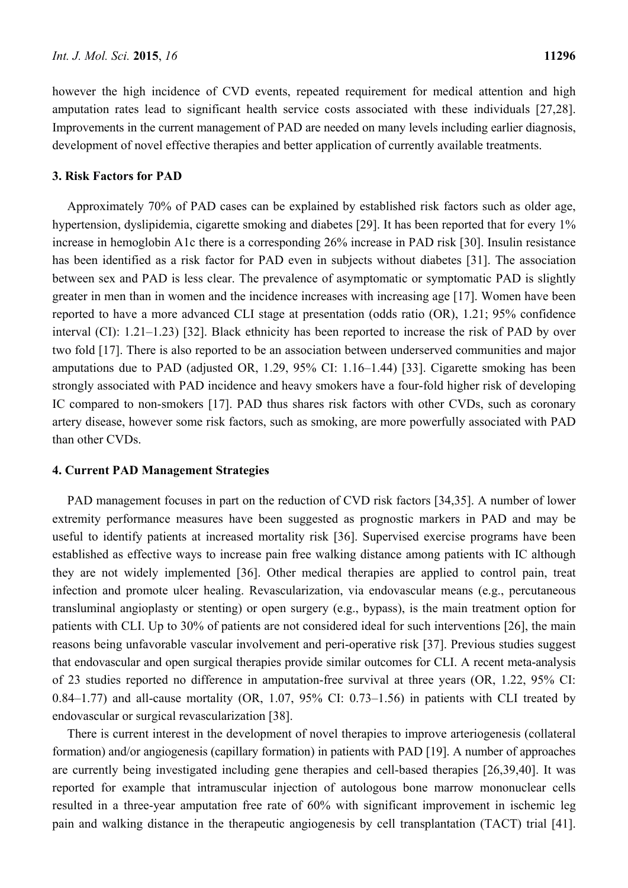however the high incidence of CVD events, repeated requirement for medical attention and high amputation rates lead to significant health service costs associated with these individuals [27,28]. Improvements in the current management of PAD are needed on many levels including earlier diagnosis, development of novel effective therapies and better application of currently available treatments.

## 3. Risk Factors for PAD

Approximately 70% of PAD cases can be explained by established risk factors such as older age, hypertension, dyslipidemia, cigarette smoking and diabetes [29]. It has been reported that for every 1% increase in hemoglobin A1c there is a corresponding 26% increase in PAD risk [30]. Insulin resistance has been identified as a risk factor for PAD even in subjects without diabetes [31]. The association between sex and PAD is less clear. The prevalence of asymptomatic or symptomatic PAD is slightly greater in men than in women and the incidence increases with increasing age [17]. Women have been reported to have a more advanced CLI stage at presentation (odds ratio (OR), 1.21; 95% confidence interval (CI): 1.21–1.23) [32]. Black ethnicity has been reported to increase the risk of PAD by over two fold [17]. There is also reported to be an association between underserved communities and major amputations due to PAD (adjusted OR, 1.29, 95% CI: 1.16–1.44) [33]. Cigarette smoking has been strongly associated with PAD incidence and heavy smokers have a four-fold higher risk of developing IC compared to non-smokers [17]. PAD thus shares risk factors with other CVDs, such as coronary artery disease, however some risk factors, such as smoking, are more powerfully associated with PAD than other CVDs.

## 4. Current PAD Management Strategies

PAD management focuses in part on the reduction of CVD risk factors [34,35]. A number of lower extremity performance measures have been suggested as prognostic markers in PAD and may be useful to identify patients at increased mortality risk [36]. Supervised exercise programs have been established as effective ways to increase pain free walking distance among patients with IC although they are not widely implemented [36]. Other medical therapies are applied to control pain, treat infection and promote ulcer healing. Revascularization, via endovascular means (e.g., percutaneous transluminal angioplasty or stenting) or open surgery (e.g., bypass), is the main treatment option for patients with CLI. Up to 30% of patients are not considered ideal for such interventions [26], the main reasons being unfavorable vascular involvement and peri-operative risk [37]. Previous studies suggest that endovascular and open surgical therapies provide similar outcomes for CLI. A recent meta-analysis of 23 studies reported no difference in amputation-free survival at three years (OR, 1.22, 95% CI: 0.84–1.77) and all-cause mortality (OR, 1.07, 95% CI: 0.73–1.56) in patients with CLI treated by endovascular or surgical revascularization [38].

There is current interest in the development of novel therapies to improve arteriogenesis (collateral formation) and/or angiogenesis (capillary formation) in patients with PAD [19]. A number of approaches are currently being investigated including gene therapies and cell-based therapies [26,39,40]. It was reported for example that intramuscular injection of autologous bone marrow mononuclear cells resulted in a three-year amputation free rate of 60% with significant improvement in ischemic leg pain and walking distance in the therapeutic angiogenesis by cell transplantation (TACT) trial [41].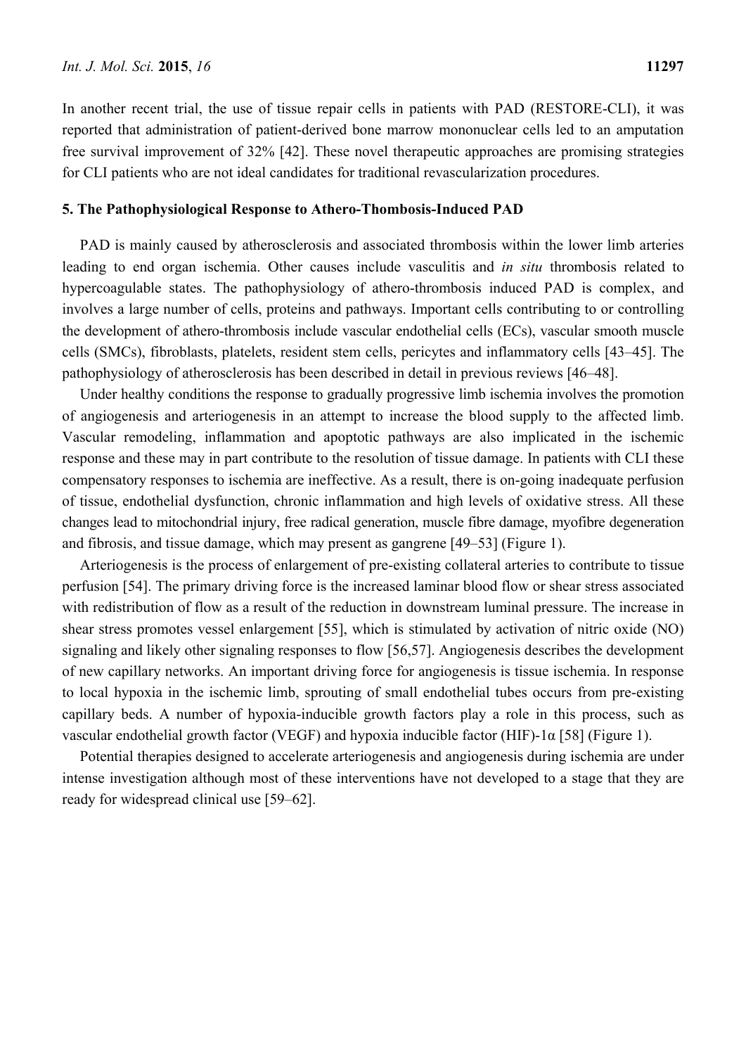In another recent trial, the use of tissue repair cells in patients with PAD (RESTORE-CLI), it was reported that administration of patient-derived bone marrow mononuclear cells led to an amputation free survival improvement of 32% [42]. These novel therapeutic approaches are promising strategies for CLI patients who are not ideal candidates for traditional revascularization procedures.

## 5. The Pathophysiological Response to Athero-Thombosis-Induced PAD

PAD is mainly caused by atherosclerosis and associated thrombosis within the lower limb arteries leading to end organ ischemia. Other causes include vasculitis and *in situ* thrombosis related to hypercoagulable states. The pathophysiology of athero-thrombosis induced PAD is complex, and involves a large number of cells, proteins and pathways. Important cells contributing to or controlling the development of athero-thrombosis include vascular endothelial cells (ECs), vascular smooth muscle cells (SMCs), fibroblasts, platelets, resident stem cells, pericytes and inflammatory cells [43–45]. The pathophysiology of atherosclerosis has been described in detail in previous reviews [46–48].

Under healthy conditions the response to gradually progressive limb ischemia involves the promotion of angiogenesis and arteriogenesis in an attempt to increase the blood supply to the affected limb. Vascular remodeling, inflammation and apoptotic pathways are also implicated in the ischemic response and these may in part contribute to the resolution of tissue damage. In patients with CLI these compensatory responses to ischemia are ineffective. As a result, there is on-going inadequate perfusion of tissue, endothelial dysfunction, chronic inflammation and high levels of oxidative stress. All these changes lead to mitochondrial injury, free radical generation, muscle fibre damage, myofibre degeneration and fibrosis, and tissue damage, which may present as gangrene [49–53] (Figure 1).

Arteriogenesis is the process of enlargement of pre-existing collateral arteries to contribute to tissue perfusion [54]. The primary driving force is the increased laminar blood flow or shear stress associated with redistribution of flow as a result of the reduction in downstream luminal pressure. The increase in shear stress promotes vessel enlargement [55], which is stimulated by activation of nitric oxide (NO) signaling and likely other signaling responses to flow [56,57]. Angiogenesis describes the development of new capillary networks. An important driving force for angiogenesis is tissue ischemia. In response to local hypoxia in the ischemic limb, sprouting of small endothelial tubes occurs from pre-existing capillary beds. A number of hypoxia-inducible growth factors play a role in this process, such as vascular endothelial growth factor (VEGF) and hypoxia inducible factor (HIF)-1α [58] (Figure 1).

Potential therapies designed to accelerate arteriogenesis and angiogenesis during ischemia are under intense investigation although most of these interventions have not developed to a stage that they are ready for widespread clinical use [59–62].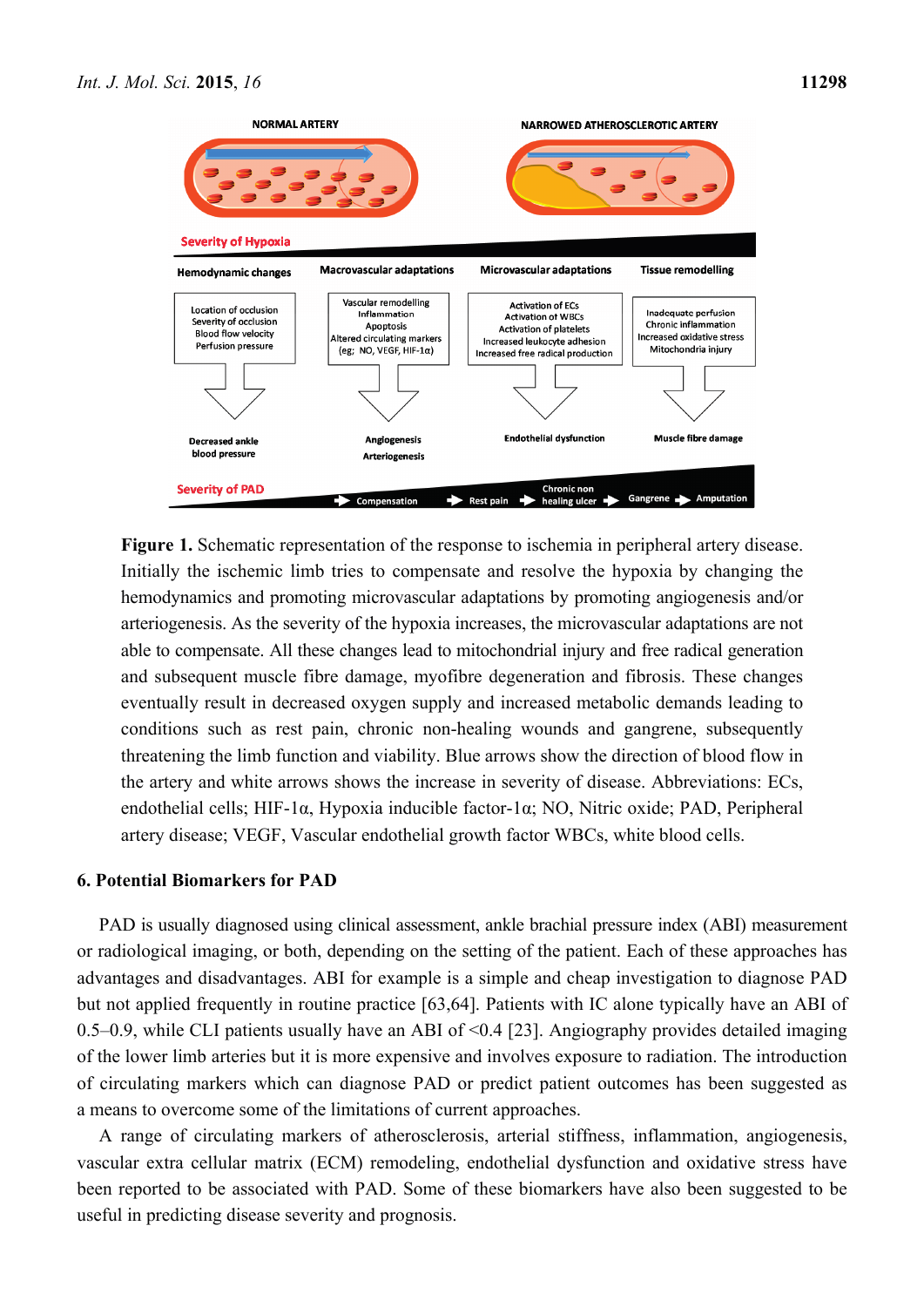**Figure 1.** Schematic representation of the response to ischemia in peripheral artery disease. Initially the ischemic limb tries to compensate and resolve the hypoxia by changing the hemodynamics and promoting microvascular adaptations by promoting angiogenesis and/or arteriogenesis. As the severity of the hypoxia increases, the microvascular adaptations are not able to compensate. All these changes lead to mitochondrial injury and free radical generation and subsequent muscle fibre damage, myofibre degeneration and fibrosis. These changes eventually result in decreased oxygen supply and increased metabolic demands leading to conditions such as rest pain, chronic non-healing wounds and gangrene, subsequently threatening the limb function and viability. Blue arrows show the direction of blood flow in the artery and white arrows shows the increase in severity of disease. Abbreviations: ECs, endothelial cells; HIF-1α, Hypoxia inducible factor-1α; NO, Nitric oxide; PAD, Peripheral artery disease; VEGF, Vascular endothelial growth factor WBCs, white blood cells.

## 6. Potential Biomarkers for PAD

PAD is usually diagnosed using clinical assessment, ankle brachial pressure index (ABI) measurement or radiological imaging, or both, depending on the setting of the patient. Each of these approaches has advantages and disadvantages. ABI for example is a simple and cheap investigation to diagnose PAD but not applied frequently in routine practice [63,64]. Patients with IC alone typically have an ABI of 0.5–0.9, while CLI patients usually have an ABI of <0.4 [23]. Angiography provides detailed imaging of the lower limb arteries but it is more expensive and involves exposure to radiation. The introduction of circulating markers which can diagnose PAD or predict patient outcomes has been suggested as a means to overcome some of the limitations of current approaches.

A range of circulating markers of atherosclerosis, arterial stiffness, inflammation, angiogenesis, vascular extra cellular matrix (ECM) remodeling, endothelial dysfunction and oxidative stress have been reported to be associated with PAD. Some of these biomarkers have also been suggested to be useful in predicting disease severity and prognosis.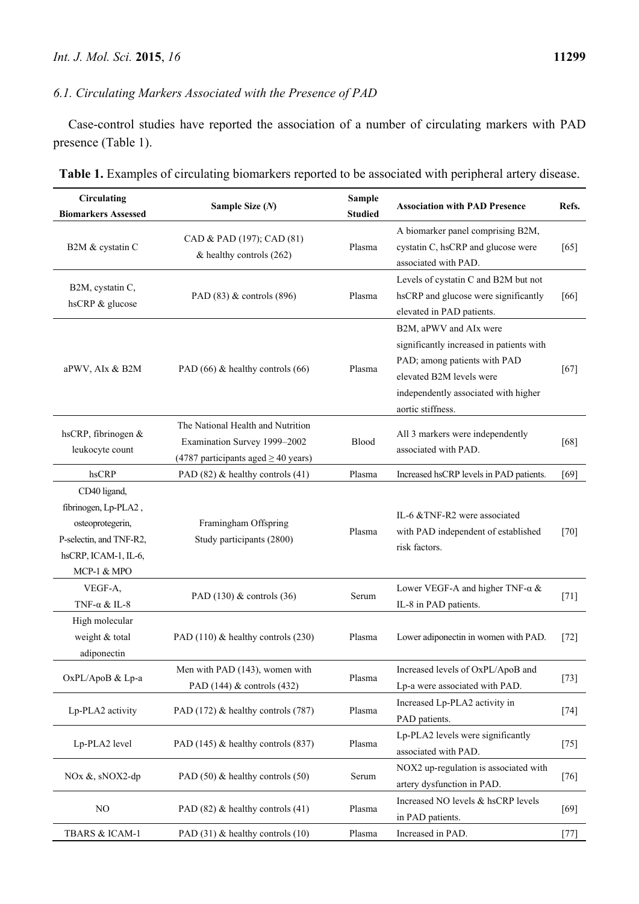### 6.1. Circulating Markers Associated with the Presence of PAD

Case-control studies have reported the association of a number of circulating markers with PAD presence (Table 1).

**Table 1.** Examples of circulating biomarkers reported to be associated with peripheral artery disease.

| Circulating Biomarkers Assessed | Sample Size (*N*) | Sample Studied | Association with PAD Presence | Refs. |
|---|---|---|---|---|
| B2M & cystatin C | CAD & PAD (197); CAD (81) & healthy controls (262) | Plasma | A biomarker panel comprising B2M, cystatin C, hsCRP and glucose were associated with PAD. | [65] |
| B2M, cystatin C, hsCRP & glucose | PAD (83) & controls (896) | Plasma | Levels of cystatin C and B2M but not hsCRP and glucose were significantly elevated in PAD patients. | [66] |
| aPWV, AIx & B2M | PAD (66) & healthy controls (66) | Plasma | B2M, aPWV and AIx were significantly increased in patients with PAD; among patients with PAD elevated B2M levels were independently associated with higher aortic stiffness. | [67] |
| hsCRP, fibrinogen & leukocyte count | The National Health and Nutrition Examination Survey 1999–2002 (4787 participants aged ≥ 40 years) | Blood | All 3 markers were independently associated with PAD. | [68] |
| hsCRP | PAD (82) & healthy controls (41) | Plasma | Increased hsCRP levels in PAD patients. | [69] |
| CD40 ligand, fibrinogen, Lp-PLA2 , osteoprotegerin, P-selectin, and TNF-R2, hsCRP, ICAM-1, IL-6, MCP-1 & MPO | Framingham Offspring Study participants (2800) | Plasma | IL-6 &TNF-R2 were associated with PAD independent of established risk factors. | [70] |
| VEGF-A, TNF-α & IL-8 | PAD (130) & controls (36) | Serum | Lower VEGF-A and higher TNF-α & IL-8 in PAD patients. | [71] |
| High molecular weight & total adiponectin | PAD (110) & healthy controls (230) | Plasma | Lower adiponectin in women with PAD. | [72] |
| OxPL/ApoB & Lp-a | Men with PAD (143), women with PAD (144) & controls (432) | Plasma | Increased levels of OxPL/ApoB and Lp-a were associated with PAD. | [73] |
| Lp-PLA2 activity | PAD (172) & healthy controls (787) | Plasma | Increased Lp-PLA2 activity in PAD patients. | [74] |
| Lp-PLA2 level | PAD (145) & healthy controls (837) | Plasma | Lp-PLA2 levels were significantly associated with PAD. | [75] |
| NOx &, sNOX2-dp | PAD (50) & healthy controls (50) | Serum | NOX2 up-regulation is associated with artery dysfunction in PAD. | [76] |
| NO | PAD (82) & healthy controls (41) | Plasma | Increased NO levels & hsCRP levels in PAD patients. | [69] |
| TBARS & ICAM-1 | PAD (31) & healthy controls (10) | Plasma | Increased in PAD. | [77] |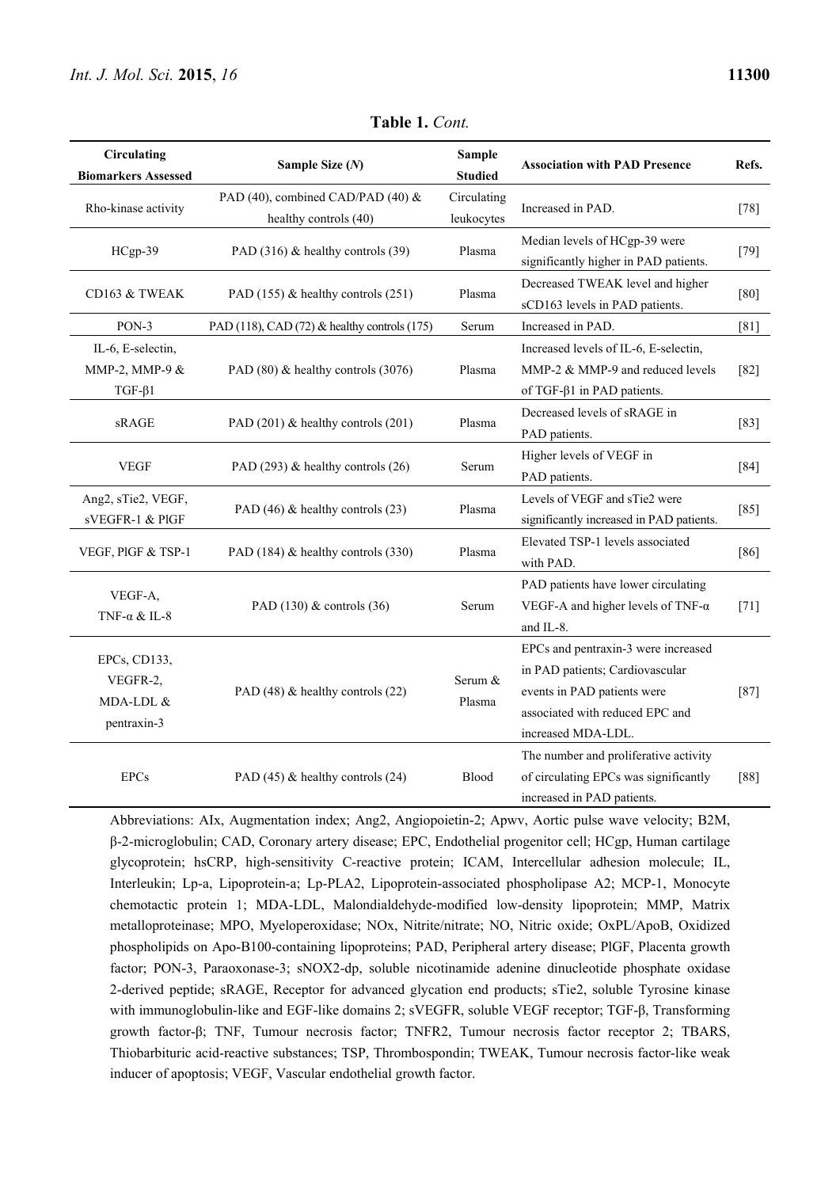**Table 1.** *Cont.*

| Circulating Biomarkers Assessed | Sample Size ($N$) | Sample Studied | Association with PAD Presence | Refs. |
| --- | --- | --- | --- | --- |
| Rho-kinase activity | PAD (40), combined CAD/PAD (40) & healthy controls (40) | Circulating leukocytes | Increased in PAD. | [78] |
| HCgp-39 | PAD (316) & healthy controls (39) | Plasma | Median levels of HCgp-39 were significantly higher in PAD patients. | [79] |
| CD163 & TWEAK | PAD (155) & healthy controls (251) | Plasma | Decreased TWEAK level and higher sCD163 levels in PAD patients. | [80] |
| PON-3 | PAD (118), CAD (72) & healthy controls (175) | Serum | Increased in PAD. | [81] |
| IL-6, E-selectin, MMP-2, MMP-9 & TGF-β1 | PAD (80) & healthy controls (3076) | Plasma | Increased levels of IL-6, E-selectin, MMP-2 & MMP-9 and reduced levels of TGF-β1 in PAD patients. | [82] |
| sRAGE | PAD (201) & healthy controls (201) | Plasma | Decreased levels of sRAGE in PAD patients. | [83] |
| VEGF | PAD (293) & healthy controls (26) | Serum | Higher levels of VEGF in PAD patients. | [84] |
| Ang2, sTie2, VEGF, sVEGFR-1 & PlGF | PAD (46) & healthy controls (23) | Plasma | Levels of VEGF and sTie2 were significantly increased in PAD patients. | [85] |
| VEGF, PlGF & TSP-1 | PAD (184) & healthy controls (330) | Plasma | Elevated TSP-1 levels associated with PAD. | [86] |
| VEGF-A, TNF-α & IL-8 | PAD (130) & controls (36) | Serum | PAD patients have lower circulating VEGF-A and higher levels of TNF-α and IL-8. | [71] |
| EPCs, CD133, VEGFR-2, MDA-LDL & pentraxin-3 | PAD (48) & healthy controls (22) | Serum & Plasma | EPCs and pentraxin-3 were increased in PAD patients; Cardiovascular events in PAD patients were associated with reduced EPC and increased MDA-LDL. | [87] |
| EPCs | PAD (45) & healthy controls (24) | Blood | The number and proliferative activity of circulating EPCs was significantly increased in PAD patients. | [88] |

Abbreviations: AIx, Augmentation index; Ang2, Angiopoietin-2; Apwv, Aortic pulse wave velocity; B2M, β-2-microglobulin; CAD, Coronary artery disease; EPC, Endothelial progenitor cell; HCgp, Human cartilage glycoprotein; hsCRP, high-sensitivity C-reactive protein; ICAM, Intercellular adhesion molecule; IL, Interleukin; Lp-a, Lipoprotein-a; Lp-PLA2, Lipoprotein-associated phospholipase A2; MCP-1, Monocyte chemotactic protein 1; MDA-LDL, Malondialdehyde-modified low-density lipoprotein; MMP, Matrix metalloproteinase; MPO, Myeloperoxidase; NOx, Nitrite/nitrate; NO, Nitric oxide; OxPL/ApoB, Oxidized phospholipids on Apo-B100-containing lipoproteins; PAD, Peripheral artery disease; PlGF, Placenta growth factor; PON-3, Paraoxonase-3; sNOX2-dp, soluble nicotinamide adenine dinucleotide phosphate oxidase 2-derived peptide; sRAGE, Receptor for advanced glycation end products; sTie2, soluble Tyrosine kinase with immunoglobulin-like and EGF-like domains 2; sVEGFR, soluble VEGF receptor; TGF-β, Transforming growth factor-β; TNF, Tumour necrosis factor; TNFR2, Tumour necrosis factor receptor 2; TBARS, Thiobarbituric acid-reactive substances; TSP, Thrombospondin; TWEAK, Tumour necrosis factor-like weak inducer of apoptosis; VEGF, Vascular endothelial growth factor.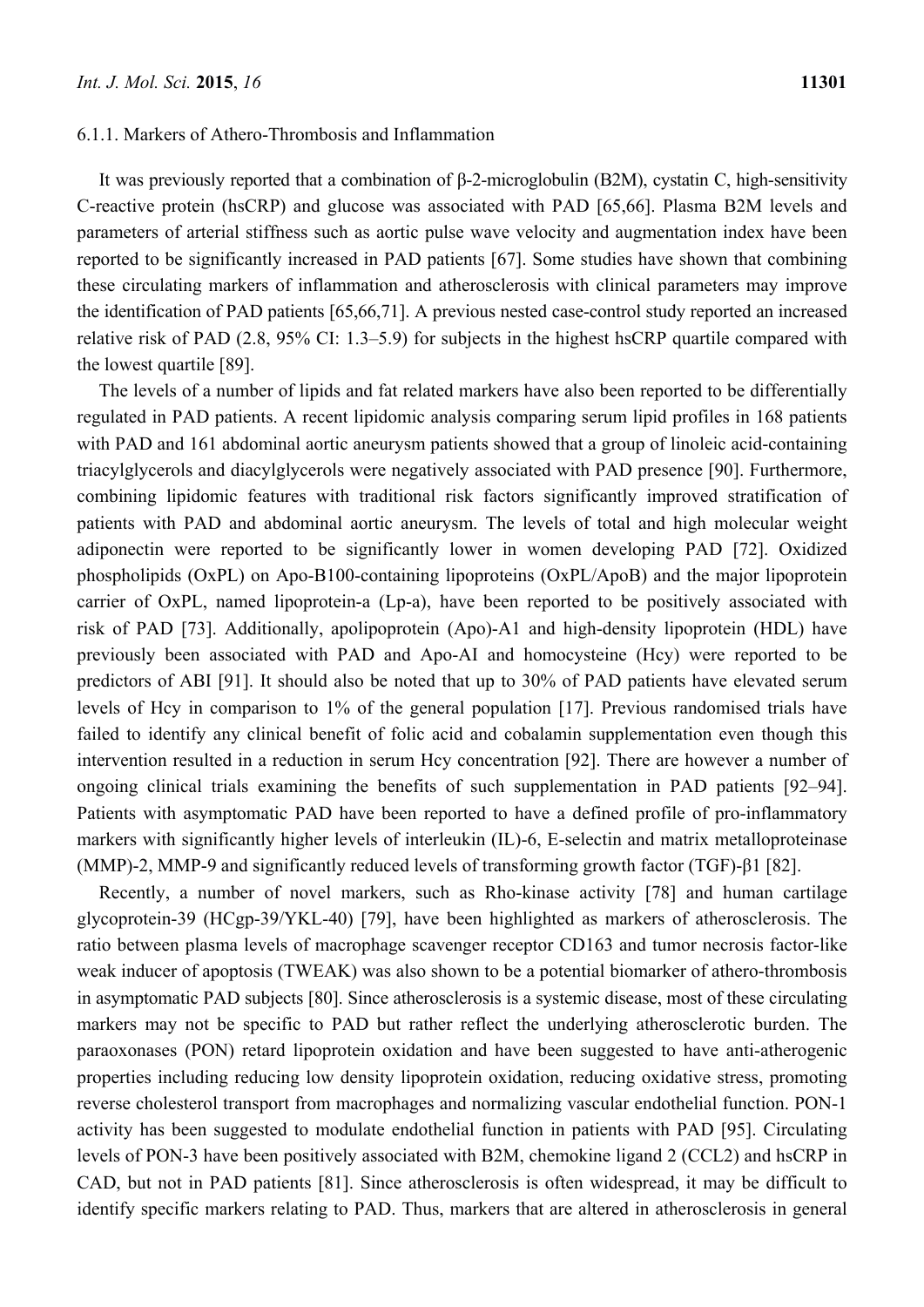#### 6.1.1. Markers of Athero-Thrombosis and Inflammation

It was previously reported that a combination of β-2-microglobulin (B2M), cystatin C, high-sensitivity C-reactive protein (hsCRP) and glucose was associated with PAD [65,66]. Plasma B2M levels and parameters of arterial stiffness such as aortic pulse wave velocity and augmentation index have been reported to be significantly increased in PAD patients [67]. Some studies have shown that combining these circulating markers of inflammation and atherosclerosis with clinical parameters may improve the identification of PAD patients [65,66,71]. A previous nested case-control study reported an increased relative risk of PAD (2.8, 95% CI: 1.3–5.9) for subjects in the highest hsCRP quartile compared with the lowest quartile [89].

The levels of a number of lipids and fat related markers have also been reported to be differentially regulated in PAD patients. A recent lipidomic analysis comparing serum lipid profiles in 168 patients with PAD and 161 abdominal aortic aneurysm patients showed that a group of linoleic acid-containing triacylglycerols and diacylglycerols were negatively associated with PAD presence [90]. Furthermore, combining lipidomic features with traditional risk factors significantly improved stratification of patients with PAD and abdominal aortic aneurysm. The levels of total and high molecular weight adiponectin were reported to be significantly lower in women developing PAD [72]. Oxidized phospholipids (OxPL) on Apo-B100-containing lipoproteins (OxPL/ApoB) and the major lipoprotein carrier of OxPL, named lipoprotein-a (Lp-a), have been reported to be positively associated with risk of PAD [73]. Additionally, apolipoprotein (Apo)-A1 and high-density lipoprotein (HDL) have previously been associated with PAD and Apo-AI and homocysteine (Hcy) were reported to be predictors of ABI [91]. It should also be noted that up to 30% of PAD patients have elevated serum levels of Hcy in comparison to 1% of the general population [17]. Previous randomised trials have failed to identify any clinical benefit of folic acid and cobalamin supplementation even though this intervention resulted in a reduction in serum Hcy concentration [92]. There are however a number of ongoing clinical trials examining the benefits of such supplementation in PAD patients [92–94]. Patients with asymptomatic PAD have been reported to have a defined profile of pro-inflammatory markers with significantly higher levels of interleukin (IL)-6, E-selectin and matrix metalloproteinase (MMP)-2, MMP-9 and significantly reduced levels of transforming growth factor (TGF)-β1 [82].

Recently, a number of novel markers, such as Rho-kinase activity [78] and human cartilage glycoprotein-39 (HCgp-39/YKL-40) [79], have been highlighted as markers of atherosclerosis. The ratio between plasma levels of macrophage scavenger receptor CD163 and tumor necrosis factor-like weak inducer of apoptosis (TWEAK) was also shown to be a potential biomarker of athero-thrombosis in asymptomatic PAD subjects [80]. Since atherosclerosis is a systemic disease, most of these circulating markers may not be specific to PAD but rather reflect the underlying atherosclerotic burden. The paraoxonases (PON) retard lipoprotein oxidation and have been suggested to have anti-atherogenic properties including reducing low density lipoprotein oxidation, reducing oxidative stress, promoting reverse cholesterol transport from macrophages and normalizing vascular endothelial function. PON-1 activity has been suggested to modulate endothelial function in patients with PAD [95]. Circulating levels of PON-3 have been positively associated with B2M, chemokine ligand 2 (CCL2) and hsCRP in CAD, but not in PAD patients [81]. Since atherosclerosis is often widespread, it may be difficult to identify specific markers relating to PAD. Thus, markers that are altered in atherosclerosis in general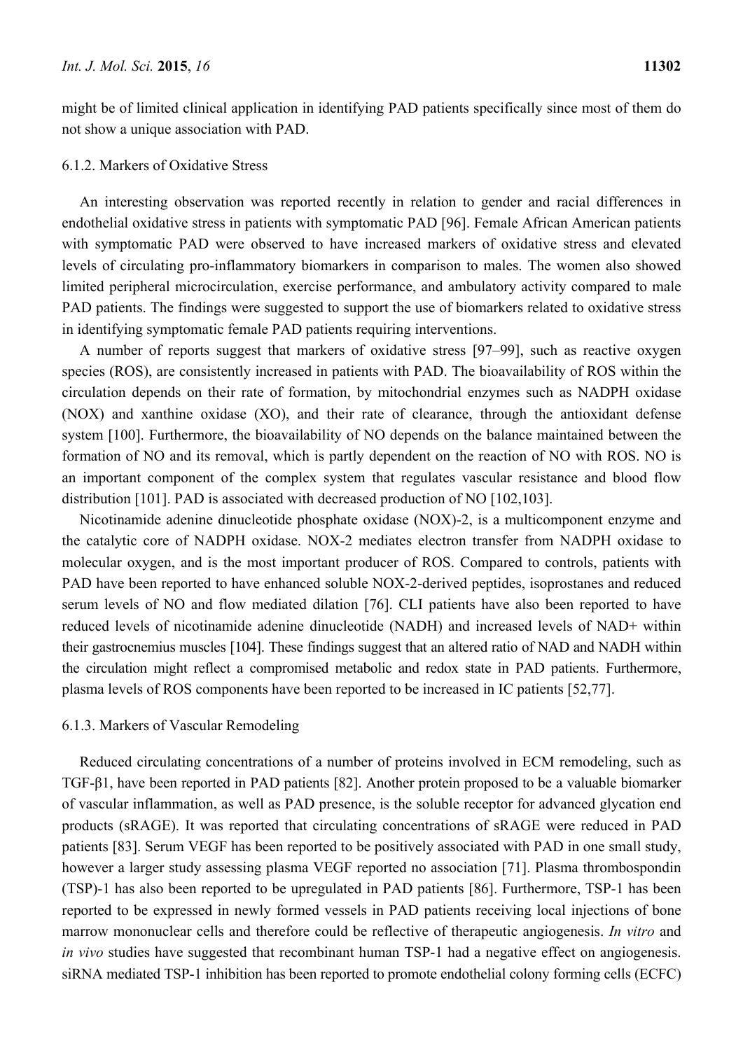might be of limited clinical application in identifying PAD patients specifically since most of them do not show a unique association with PAD.

#### 6.1.2. Markers of Oxidative Stress

An interesting observation was reported recently in relation to gender and racial differences in endothelial oxidative stress in patients with symptomatic PAD [96]. Female African American patients with symptomatic PAD were observed to have increased markers of oxidative stress and elevated levels of circulating pro-inflammatory biomarkers in comparison to males. The women also showed limited peripheral microcirculation, exercise performance, and ambulatory activity compared to male PAD patients. The findings were suggested to support the use of biomarkers related to oxidative stress in identifying symptomatic female PAD patients requiring interventions.

A number of reports suggest that markers of oxidative stress [97–99], such as reactive oxygen species (ROS), are consistently increased in patients with PAD. The bioavailability of ROS within the circulation depends on their rate of formation, by mitochondrial enzymes such as NADPH oxidase (NOX) and xanthine oxidase (XO), and their rate of clearance, through the antioxidant defense system [100]. Furthermore, the bioavailability of NO depends on the balance maintained between the formation of NO and its removal, which is partly dependent on the reaction of NO with ROS. NO is an important component of the complex system that regulates vascular resistance and blood flow distribution [101]. PAD is associated with decreased production of NO [102,103].

Nicotinamide adenine dinucleotide phosphate oxidase (NOX)-2, is a multicomponent enzyme and the catalytic core of NADPH oxidase. NOX-2 mediates electron transfer from NADPH oxidase to molecular oxygen, and is the most important producer of ROS. Compared to controls, patients with PAD have been reported to have enhanced soluble NOX-2-derived peptides, isoprostanes and reduced serum levels of NO and flow mediated dilation [76]. CLI patients have also been reported to have reduced levels of nicotinamide adenine dinucleotide (NADH) and increased levels of NAD+ within their gastrocnemius muscles [104]. These findings suggest that an altered ratio of NAD and NADH within the circulation might reflect a compromised metabolic and redox state in PAD patients. Furthermore, plasma levels of ROS components have been reported to be increased in IC patients [52,77].

#### 6.1.3. Markers of Vascular Remodeling

Reduced circulating concentrations of a number of proteins involved in ECM remodeling, such as TGF-β1, have been reported in PAD patients [82]. Another protein proposed to be a valuable biomarker of vascular inflammation, as well as PAD presence, is the soluble receptor for advanced glycation end products (sRAGE). It was reported that circulating concentrations of sRAGE were reduced in PAD patients [83]. Serum VEGF has been reported to be positively associated with PAD in one small study, however a larger study assessing plasma VEGF reported no association [71]. Plasma thrombospondin (TSP)-1 has also been reported to be upregulated in PAD patients [86]. Furthermore, TSP-1 has been reported to be expressed in newly formed vessels in PAD patients receiving local injections of bone marrow mononuclear cells and therefore could be reflective of therapeutic angiogenesis. *In vitro* and *in vivo* studies have suggested that recombinant human TSP-1 had a negative effect on angiogenesis. siRNA mediated TSP-1 inhibition has been reported to promote endothelial colony forming cells (ECFC)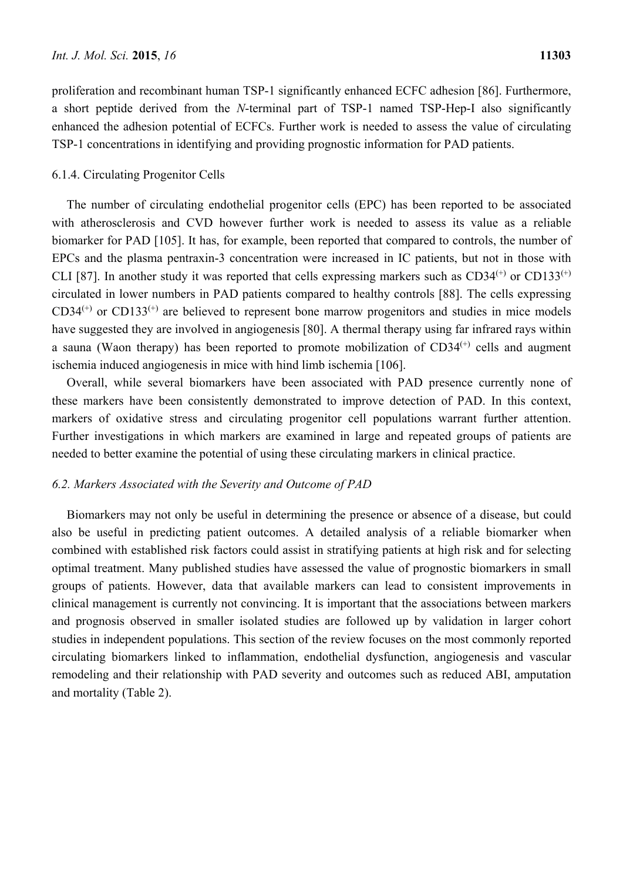proliferation and recombinant human TSP-1 significantly enhanced ECFC adhesion [86]. Furthermore, a short peptide derived from the *N*-terminal part of TSP-1 named TSP-Hep-I also significantly enhanced the adhesion potential of ECFCs. Further work is needed to assess the value of circulating TSP-1 concentrations in identifying and providing prognostic information for PAD patients.

#### 6.1.4. Circulating Progenitor Cells

The number of circulating endothelial progenitor cells (EPC) has been reported to be associated with atherosclerosis and CVD however further work is needed to assess its value as a reliable biomarker for PAD [105]. It has, for example, been reported that compared to controls, the number of EPCs and the plasma pentraxin-3 concentration were increased in IC patients, but not in those with CLI [87]. In another study it was reported that cells expressing markers such as $CD34^{(+)}$ or $CD133^{(+)}$ circulated in lower numbers in PAD patients compared to healthy controls [88]. The cells expressing $CD34^{(+)}$ or $CD133^{(+)}$ are believed to represent bone marrow progenitors and studies in mice models have suggested they are involved in angiogenesis [80]. A thermal therapy using far infrared rays within a sauna (Waon therapy) has been reported to promote mobilization of $CD34^{(+)}$ cells and augment ischemia induced angiogenesis in mice with hind limb ischemia [106].

Overall, while several biomarkers have been associated with PAD presence currently none of these markers have been consistently demonstrated to improve detection of PAD. In this context, markers of oxidative stress and circulating progenitor cell populations warrant further attention. Further investigations in which markers are examined in large and repeated groups of patients are needed to better examine the potential of using these circulating markers in clinical practice.

### *6.2. Markers Associated with the Severity and Outcome of PAD*

Biomarkers may not only be useful in determining the presence or absence of a disease, but could also be useful in predicting patient outcomes. A detailed analysis of a reliable biomarker when combined with established risk factors could assist in stratifying patients at high risk and for selecting optimal treatment. Many published studies have assessed the value of prognostic biomarkers in small groups of patients. However, data that available markers can lead to consistent improvements in clinical management is currently not convincing. It is important that the associations between markers and prognosis observed in smaller isolated studies are followed up by validation in larger cohort studies in independent populations. This section of the review focuses on the most commonly reported circulating biomarkers linked to inflammation, endothelial dysfunction, angiogenesis and vascular remodeling and their relationship with PAD severity and outcomes such as reduced ABI, amputation and mortality (Table 2).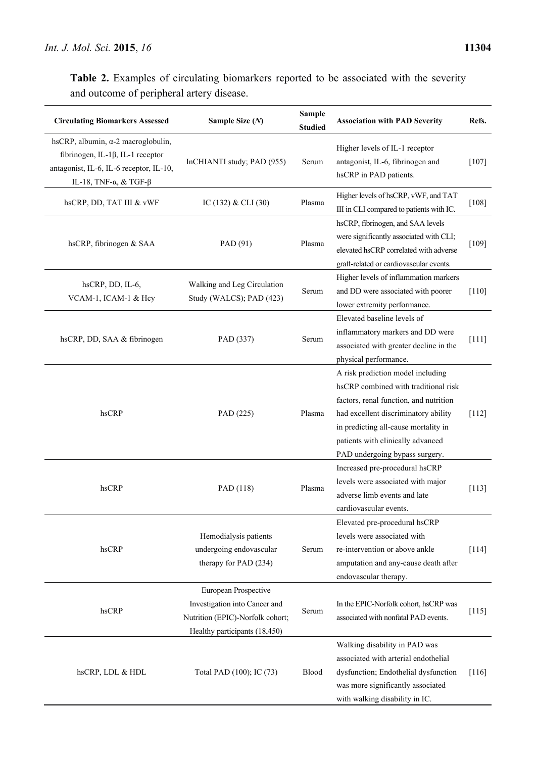**Table 2.** Examples of circulating biomarkers reported to be associated with the severity and outcome of peripheral artery disease.

| Circulating Biomarkers Assessed | Sample Size (*N*) | Sample Studied | Association with PAD Severity | Refs. |
|---|---|---|---|---|
| hsCRP, albumin, α-2 macroglobulin, fibrinogen, IL-1β, IL-1 receptor antagonist, IL-6, IL-6 receptor, IL-10, IL-18, TNF-α, & TGF-β | InCHIANTI study; PAD (955) | Serum | Higher levels of IL-1 receptor antagonist, IL-6, fibrinogen and hsCRP in PAD patients. | [107] |
| hsCRP, DD, TAT III & vWF | IC (132) & CLI (30) | Plasma | Higher levels of hsCRP, vWF, and TAT III in CLI compared to patients with IC. | [108] |
| hsCRP, fibrinogen & SAA | PAD (91) | Plasma | hsCRP, fibrinogen, and SAA levels were significantly associated with CLI; elevated hsCRP correlated with adverse graft-related or cardiovascular events. | [109] |
| hsCRP, DD, IL-6, VCAM-1, ICAM-1 & Hcy | Walking and Leg Circulation Study (WALCS); PAD (423) | Serum | Higher levels of inflammation markers and DD were associated with poorer lower extremity performance. | [110] |
| hsCRP, DD, SAA & fibrinogen | PAD (337) | Serum | Elevated baseline levels of inflammatory markers and DD were associated with greater decline in the physical performance. | [111] |
| hsCRP | PAD (225) | Plasma | A risk prediction model including hsCRP combined with traditional risk factors, renal function, and nutrition had excellent discriminatory ability in predicting all-cause mortality in patients with clinically advanced PAD undergoing bypass surgery. | [112] |
| hsCRP | PAD (118) | Plasma | Increased pre-procedural hsCRP levels were associated with major adverse limb events and late cardiovascular events. | [113] |
| hsCRP | Hemodialysis patients undergoing endovascular therapy for PAD (234) | Serum | Elevated pre-procedural hsCRP levels were associated with re-intervention or above ankle amputation and any-cause death after endovascular therapy. | [114] |
| hsCRP | European Prospective Investigation into Cancer and Nutrition (EPIC)-Norfolk cohort; Healthy participants (18,450) | Serum | In the EPIC-Norfolk cohort, hsCRP was associated with nonfatal PAD events. | [115] |
| hsCRP, LDL & HDL | Total PAD (100); IC (73) | Blood | Walking disability in PAD was associated with arterial endothelial dysfunction; Endothelial dysfunction was more significantly associated with walking disability in IC. | [116] |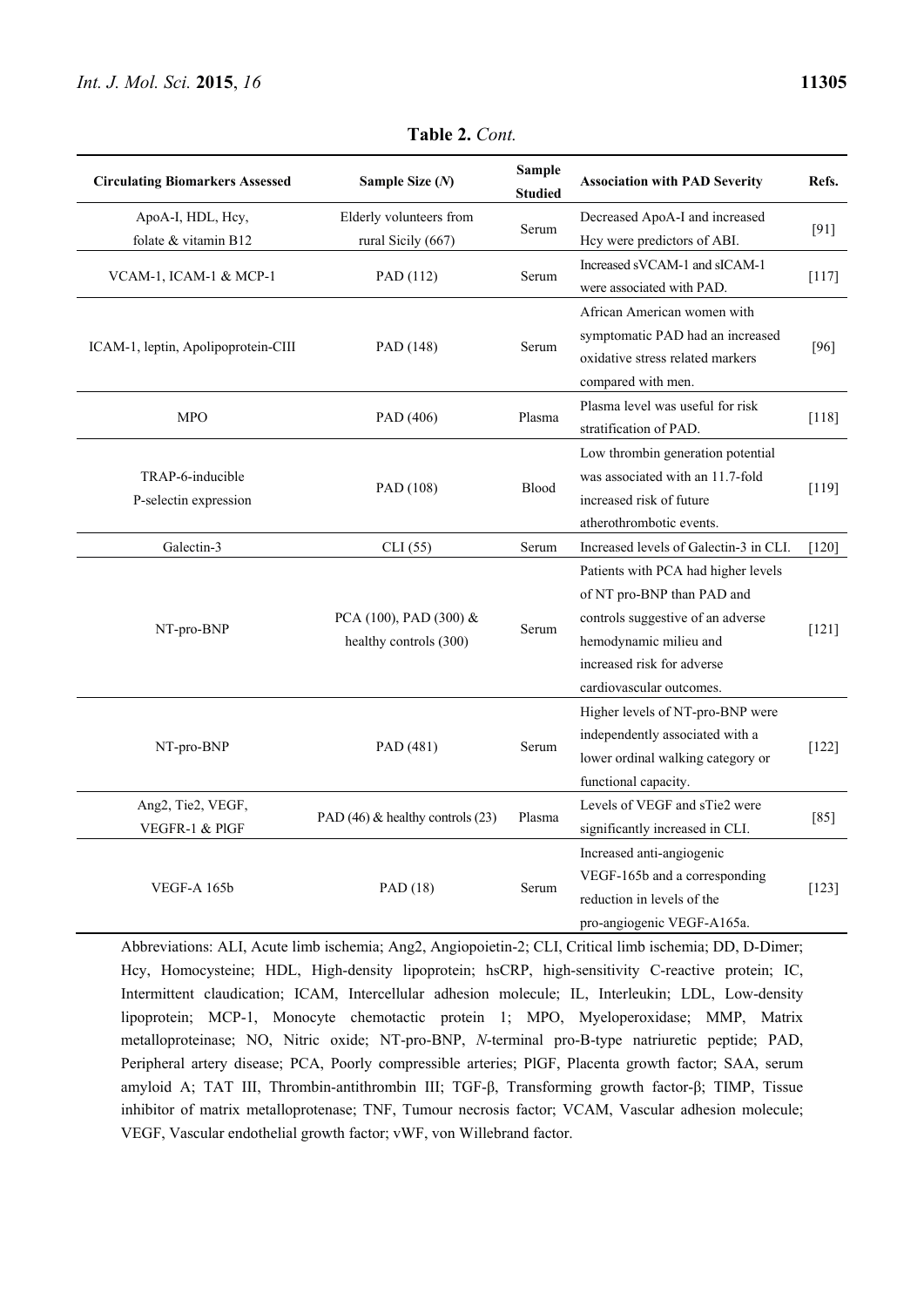**Table 2.** *Cont.*

| Circulating Biomarkers Assessed | Sample Size (*N*) | Sample Studied | Association with PAD Severity | Refs. |
|---|---|---|---|---|
| ApoA-I, HDL, Hcy, folate & vitamin B12 | Elderly volunteers from rural Sicily (667) | Serum | Decreased ApoA-I and increased Hcy were predictors of ABI. | [91] |
| VCAM-1, ICAM-1 & MCP-1 | PAD (112) | Serum | Increased sVCAM-1 and sICAM-1 were associated with PAD. | [117] |
| ICAM-1, leptin, Apolipoprotein-CIII | PAD (148) | Serum | African American women with symptomatic PAD had an increased oxidative stress related markers compared with men. | [96] |
| MPO | PAD (406) | Plasma | Plasma level was useful for risk stratification of PAD. | [118] |
| TRAP-6-inducible P-selectin expression | PAD (108) | Blood | Low thrombin generation potential was associated with an 11.7-fold increased risk of future atherothrombotic events. | [119] |
| Galectin-3 | CLI (55) | Serum | Increased levels of Galectin-3 in CLI. | [120] |
| NT-pro-BNP | PCA (100), PAD (300) & healthy controls (300) | Serum | Patients with PCA had higher levels of NT pro-BNP than PAD and controls suggestive of an adverse hemodynamic milieu and increased risk for adverse cardiovascular outcomes. | [121] |
| NT-pro-BNP | PAD (481) | Serum | Higher levels of NT-pro-BNP were independently associated with a lower ordinal walking category or functional capacity. | [122] |
| Ang2, Tie2, VEGF, VEGFR-1 & PlGF | PAD (46) & healthy controls (23) | Plasma | Levels of VEGF and sTie2 were significantly increased in CLI. | [85] |
| VEGF-A 165b | PAD (18) | Serum | Increased anti-angiogenic VEGF-165b and a corresponding reduction in levels of the pro-angiogenic VEGF-A165a. | [123] |

Abbreviations: ALI, Acute limb ischemia; Ang2, Angiopoietin-2; CLI, Critical limb ischemia; DD, D-Dimer; Hcy, Homocysteine; HDL, High-density lipoprotein; hsCRP, high-sensitivity C-reactive protein; IC, Intermittent claudication; ICAM, Intercellular adhesion molecule; IL, Interleukin; LDL, Low-density lipoprotein; MCP-1, Monocyte chemotactic protein 1; MPO, Myeloperoxidase; MMP, Matrix metalloproteinase; NO, Nitric oxide; NT-pro-BNP, *N*-terminal pro-B-type natriuretic peptide; PAD, Peripheral artery disease; PCA, Poorly compressible arteries; PlGF, Placenta growth factor; SAA, serum amyloid A; TAT III, Thrombin-antithrombin III; TGF-β, Transforming growth factor-β; TIMP, Tissue inhibitor of matrix metalloprotenase; TNF, Tumour necrosis factor; VCAM, Vascular adhesion molecule; VEGF, Vascular endothelial growth factor; vWF, von Willebrand factor.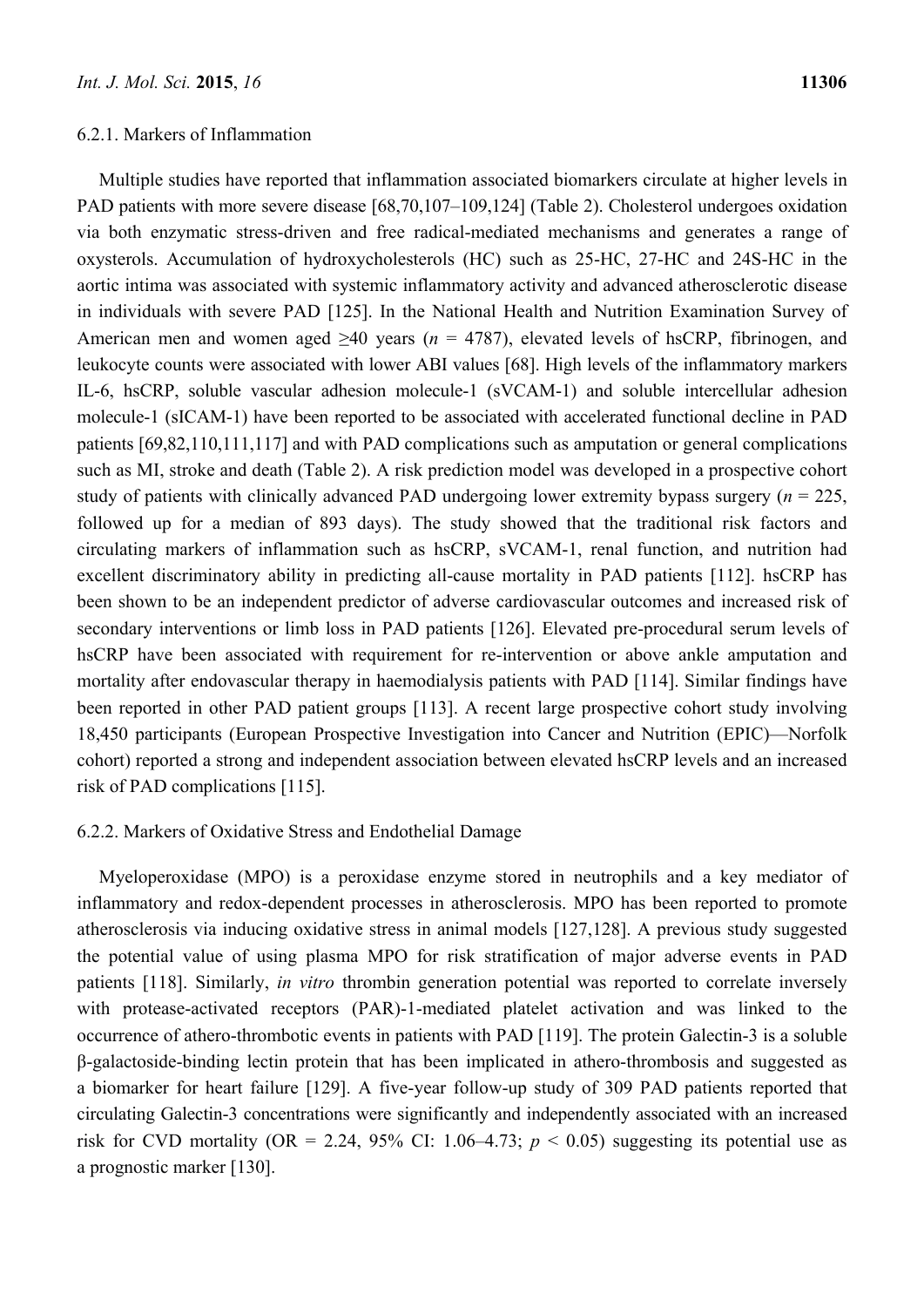#### 6.2.1. Markers of Inflammation

Multiple studies have reported that inflammation associated biomarkers circulate at higher levels in PAD patients with more severe disease [68,70,107–109,124] (Table 2). Cholesterol undergoes oxidation via both enzymatic stress-driven and free radical-mediated mechanisms and generates a range of oxysterols. Accumulation of hydroxycholesterols (HC) such as 25-HC, 27-HC and 24S-HC in the aortic intima was associated with systemic inflammatory activity and advanced atherosclerotic disease in individuals with severe PAD [125]. In the National Health and Nutrition Examination Survey of American men and women aged ≥40 years ($n$ = 4787), elevated levels of hsCRP, fibrinogen, and leukocyte counts were associated with lower ABI values [68]. High levels of the inflammatory markers IL-6, hsCRP, soluble vascular adhesion molecule-1 (sVCAM-1) and soluble intercellular adhesion molecule-1 (sICAM-1) have been reported to be associated with accelerated functional decline in PAD patients [69,82,110,111,117] and with PAD complications such as amputation or general complications such as MI, stroke and death (Table 2). A risk prediction model was developed in a prospective cohort study of patients with clinically advanced PAD undergoing lower extremity bypass surgery ($n$ = 225, followed up for a median of 893 days). The study showed that the traditional risk factors and circulating markers of inflammation such as hsCRP, sVCAM-1, renal function, and nutrition had excellent discriminatory ability in predicting all-cause mortality in PAD patients [112]. hsCRP has been shown to be an independent predictor of adverse cardiovascular outcomes and increased risk of secondary interventions or limb loss in PAD patients [126]. Elevated pre-procedural serum levels of hsCRP have been associated with requirement for re-intervention or above ankle amputation and mortality after endovascular therapy in haemodialysis patients with PAD [114]. Similar findings have been reported in other PAD patient groups [113]. A recent large prospective cohort study involving 18,450 participants (European Prospective Investigation into Cancer and Nutrition (EPIC)—Norfolk cohort) reported a strong and independent association between elevated hsCRP levels and an increased risk of PAD complications [115].

#### 6.2.2. Markers of Oxidative Stress and Endothelial Damage

Myeloperoxidase (MPO) is a peroxidase enzyme stored in neutrophils and a key mediator of inflammatory and redox-dependent processes in atherosclerosis. MPO has been reported to promote atherosclerosis via inducing oxidative stress in animal models [127,128]. A previous study suggested the potential value of using plasma MPO for risk stratification of major adverse events in PAD patients [118]. Similarly, *in vitro* thrombin generation potential was reported to correlate inversely with protease-activated receptors (PAR)-1-mediated platelet activation and was linked to the occurrence of athero-thrombotic events in patients with PAD [119]. The protein Galectin-3 is a soluble β-galactoside-binding lectin protein that has been implicated in athero-thrombosis and suggested as a biomarker for heart failure [129]. A five-year follow-up study of 309 PAD patients reported that circulating Galectin-3 concentrations were significantly and independently associated with an increased risk for CVD mortality (OR = 2.24, 95% CI: 1.06–4.73; $p < 0.05$) suggesting its potential use as a prognostic marker [130].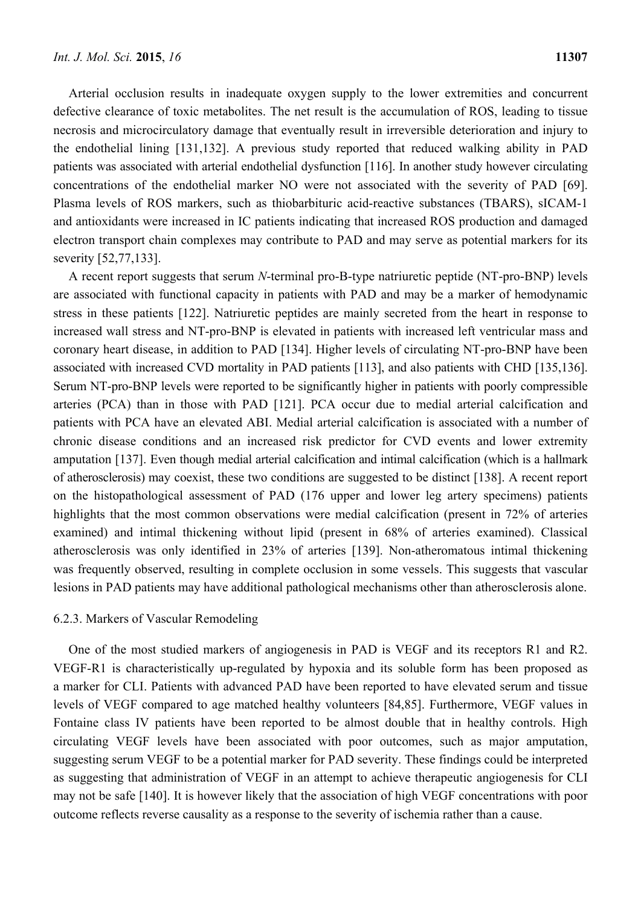Arterial occlusion results in inadequate oxygen supply to the lower extremities and concurrent defective clearance of toxic metabolites. The net result is the accumulation of ROS, leading to tissue necrosis and microcirculatory damage that eventually result in irreversible deterioration and injury to the endothelial lining [131,132]. A previous study reported that reduced walking ability in PAD patients was associated with arterial endothelial dysfunction [116]. In another study however circulating concentrations of the endothelial marker NO were not associated with the severity of PAD [69]. Plasma levels of ROS markers, such as thiobarbituric acid-reactive substances (TBARS), sICAM-1 and antioxidants were increased in IC patients indicating that increased ROS production and damaged electron transport chain complexes may contribute to PAD and may serve as potential markers for its severity [52,77,133].

A recent report suggests that serum *N*-terminal pro-B-type natriuretic peptide (NT-pro-BNP) levels are associated with functional capacity in patients with PAD and may be a marker of hemodynamic stress in these patients [122]. Natriuretic peptides are mainly secreted from the heart in response to increased wall stress and NT-pro-BNP is elevated in patients with increased left ventricular mass and coronary heart disease, in addition to PAD [134]. Higher levels of circulating NT-pro-BNP have been associated with increased CVD mortality in PAD patients [113], and also patients with CHD [135,136]. Serum NT-pro-BNP levels were reported to be significantly higher in patients with poorly compressible arteries (PCA) than in those with PAD [121]. PCA occur due to medial arterial calcification and patients with PCA have an elevated ABI. Medial arterial calcification is associated with a number of chronic disease conditions and an increased risk predictor for CVD events and lower extremity amputation [137]. Even though medial arterial calcification and intimal calcification (which is a hallmark of atherosclerosis) may coexist, these two conditions are suggested to be distinct [138]. A recent report on the histopathological assessment of PAD (176 upper and lower leg artery specimens) patients highlights that the most common observations were medial calcification (present in 72% of arteries examined) and intimal thickening without lipid (present in 68% of arteries examined). Classical atherosclerosis was only identified in 23% of arteries [139]. Non-atheromatous intimal thickening was frequently observed, resulting in complete occlusion in some vessels. This suggests that vascular lesions in PAD patients may have additional pathological mechanisms other than atherosclerosis alone.

#### 6.2.3. Markers of Vascular Remodeling

One of the most studied markers of angiogenesis in PAD is VEGF and its receptors R1 and R2. VEGF-R1 is characteristically up-regulated by hypoxia and its soluble form has been proposed as a marker for CLI. Patients with advanced PAD have been reported to have elevated serum and tissue levels of VEGF compared to age matched healthy volunteers [84,85]. Furthermore, VEGF values in Fontaine class IV patients have been reported to be almost double that in healthy controls. High circulating VEGF levels have been associated with poor outcomes, such as major amputation, suggesting serum VEGF to be a potential marker for PAD severity. These findings could be interpreted as suggesting that administration of VEGF in an attempt to achieve therapeutic angiogenesis for CLI may not be safe [140]. It is however likely that the association of high VEGF concentrations with poor outcome reflects reverse causality as a response to the severity of ischemia rather than a cause.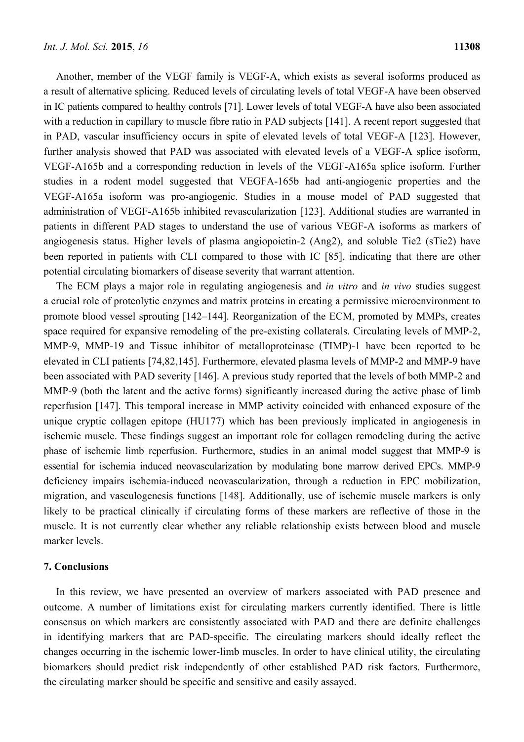Another, member of the VEGF family is VEGF-A, which exists as several isoforms produced as a result of alternative splicing. Reduced levels of circulating levels of total VEGF-A have been observed in IC patients compared to healthy controls [71]. Lower levels of total VEGF-A have also been associated with a reduction in capillary to muscle fibre ratio in PAD subjects [141]. A recent report suggested that in PAD, vascular insufficiency occurs in spite of elevated levels of total VEGF-A [123]. However, further analysis showed that PAD was associated with elevated levels of a VEGF-A splice isoform, VEGF-A165b and a corresponding reduction in levels of the VEGF-A165a splice isoform. Further studies in a rodent model suggested that VEGFA-165b had anti-angiogenic properties and the VEGF-A165a isoform was pro-angiogenic. Studies in a mouse model of PAD suggested that administration of VEGF-A165b inhibited revascularization [123]. Additional studies are warranted in patients in different PAD stages to understand the use of various VEGF-A isoforms as markers of angiogenesis status. Higher levels of plasma angiopoietin-2 (Ang2), and soluble Tie2 (sTie2) have been reported in patients with CLI compared to those with IC [85], indicating that there are other potential circulating biomarkers of disease severity that warrant attention.

The ECM plays a major role in regulating angiogenesis and *in vitro* and *in vivo* studies suggest a crucial role of proteolytic enzymes and matrix proteins in creating a permissive microenvironment to promote blood vessel sprouting [142–144]. Reorganization of the ECM, promoted by MMPs, creates space required for expansive remodeling of the pre-existing collaterals. Circulating levels of MMP-2, MMP-9, MMP-19 and Tissue inhibitor of metalloproteinase (TIMP)-1 have been reported to be elevated in CLI patients [74,82,145]. Furthermore, elevated plasma levels of MMP-2 and MMP-9 have been associated with PAD severity [146]. A previous study reported that the levels of both MMP-2 and MMP-9 (both the latent and the active forms) significantly increased during the active phase of limb reperfusion [147]. This temporal increase in MMP activity coincided with enhanced exposure of the unique cryptic collagen epitope (HU177) which has been previously implicated in angiogenesis in ischemic muscle. These findings suggest an important role for collagen remodeling during the active phase of ischemic limb reperfusion. Furthermore, studies in an animal model suggest that MMP-9 is essential for ischemia induced neovascularization by modulating bone marrow derived EPCs. MMP-9 deficiency impairs ischemia-induced neovascularization, through a reduction in EPC mobilization, migration, and vasculogenesis functions [148]. Additionally, use of ischemic muscle markers is only likely to be practical clinically if circulating forms of these markers are reflective of those in the muscle. It is not currently clear whether any reliable relationship exists between blood and muscle marker levels.

## 7. Conclusions

In this review, we have presented an overview of markers associated with PAD presence and outcome. A number of limitations exist for circulating markers currently identified. There is little consensus on which markers are consistently associated with PAD and there are definite challenges in identifying markers that are PAD-specific. The circulating markers should ideally reflect the changes occurring in the ischemic lower-limb muscles. In order to have clinical utility, the circulating biomarkers should predict risk independently of other established PAD risk factors. Furthermore, the circulating marker should be specific and sensitive and easily assayed.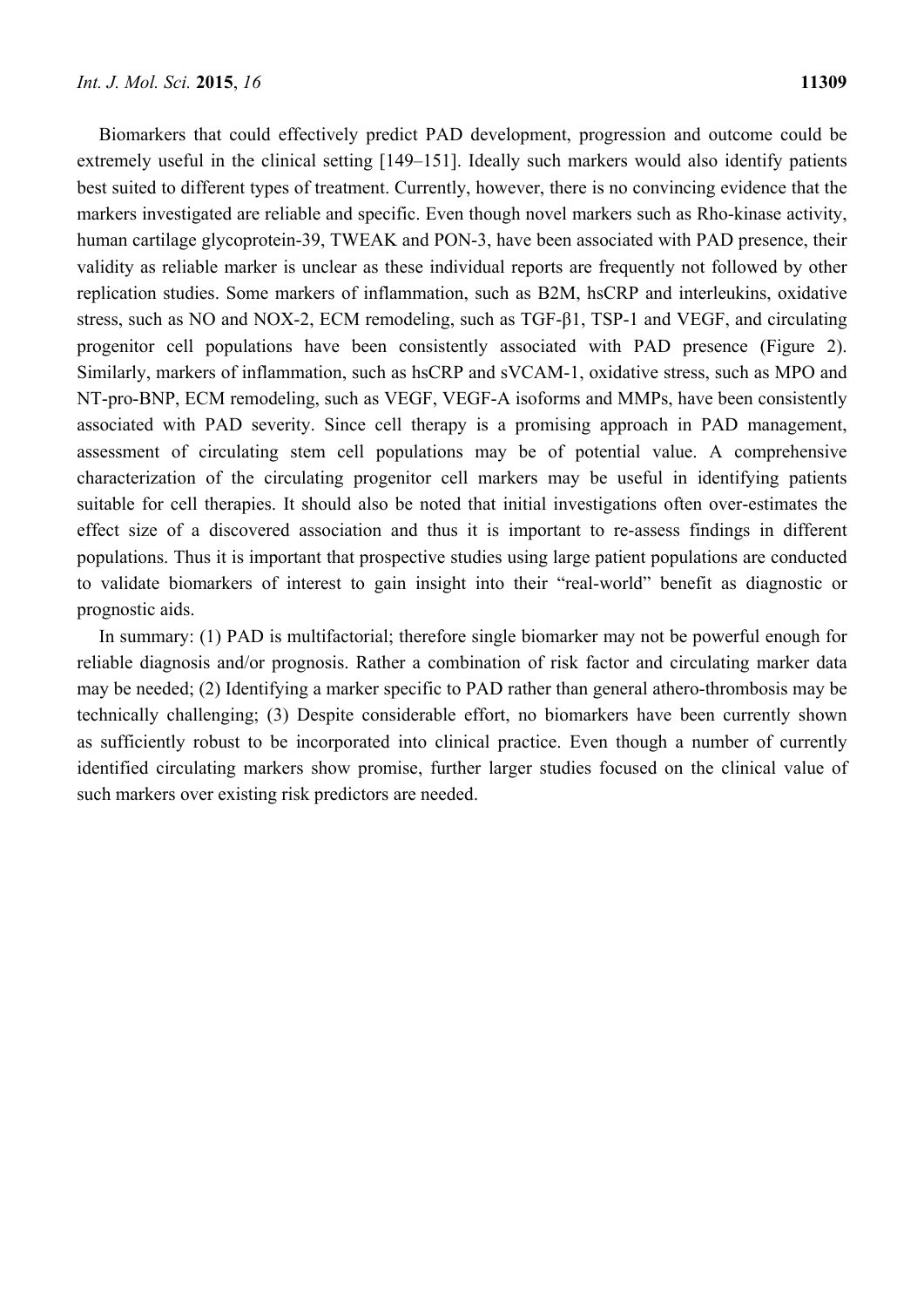Biomarkers that could effectively predict PAD development, progression and outcome could be extremely useful in the clinical setting [149–151]. Ideally such markers would also identify patients best suited to different types of treatment. Currently, however, there is no convincing evidence that the markers investigated are reliable and specific. Even though novel markers such as Rho-kinase activity, human cartilage glycoprotein-39, TWEAK and PON-3, have been associated with PAD presence, their validity as reliable marker is unclear as these individual reports are frequently not followed by other replication studies. Some markers of inflammation, such as B2M, hsCRP and interleukins, oxidative stress, such as NO and NOX-2, ECM remodeling, such as TGF-β1, TSP-1 and VEGF, and circulating progenitor cell populations have been consistently associated with PAD presence (Figure 2). Similarly, markers of inflammation, such as hsCRP and sVCAM-1, oxidative stress, such as MPO and NT-pro-BNP, ECM remodeling, such as VEGF, VEGF-A isoforms and MMPs, have been consistently associated with PAD severity. Since cell therapy is a promising approach in PAD management, assessment of circulating stem cell populations may be of potential value. A comprehensive characterization of the circulating progenitor cell markers may be useful in identifying patients suitable for cell therapies. It should also be noted that initial investigations often over-estimates the effect size of a discovered association and thus it is important to re-assess findings in different populations. Thus it is important that prospective studies using large patient populations are conducted to validate biomarkers of interest to gain insight into their "real-world" benefit as diagnostic or prognostic aids.

In summary: (1) PAD is multifactorial; therefore single biomarker may not be powerful enough for reliable diagnosis and/or prognosis. Rather a combination of risk factor and circulating marker data may be needed; (2) Identifying a marker specific to PAD rather than general athero-thrombosis may be technically challenging; (3) Despite considerable effort, no biomarkers have been currently shown as sufficiently robust to be incorporated into clinical practice. Even though a number of currently identified circulating markers show promise, further larger studies focused on the clinical value of such markers over existing risk predictors are needed.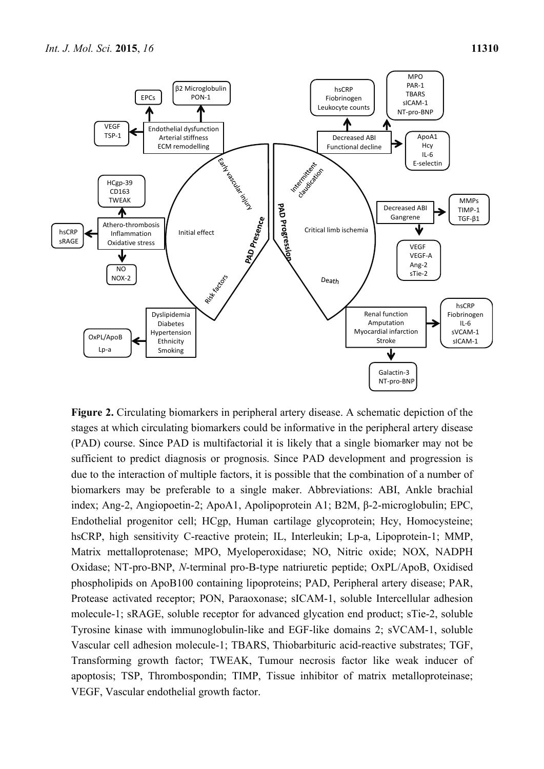**Figure 2.** Circulating biomarkers in peripheral artery disease. A schematic depiction of the stages at which circulating biomarkers could be informative in the peripheral artery disease (PAD) course. Since PAD is multifactorial it is likely that a single biomarker may not be sufficient to predict diagnosis or prognosis. Since PAD development and progression is due to the interaction of multiple factors, it is possible that the combination of a number of biomarkers may be preferable to a single maker. Abbreviations: ABI, Ankle brachial index; Ang-2, Angiopoetin-2; ApoA1, Apolipoprotein A1; B2M, β-2-microglobulin; EPC, Endothelial progenitor cell; HCgp, Human cartilage glycoprotein; Hcy, Homocysteine; hsCRP, high sensitivity C-reactive protein; IL, Interleukin; Lp-a, Lipoprotein-1; MMP, Matrix mettalloprotenase; MPO, Myeloperoxidase; NO, Nitric oxide; NOX, NADPH Oxidase; NT-pro-BNP, *N*-terminal pro-B-type natriuretic peptide; OxPL/ApoB, Oxidised phospholipids on ApoB100 containing lipoproteins; PAD, Peripheral artery disease; PAR, Protease activated receptor; PON, Paraoxonase; sICAM-1, soluble Intercellular adhesion molecule-1; sRAGE, soluble receptor for advanced glycation end product; sTie-2, soluble Tyrosine kinase with immunoglobulin-like and EGF-like domains 2; sVCAM-1, soluble Vascular cell adhesion molecule-1; TBARS, Thiobarbituric acid-reactive substrates; TGF, Transforming growth factor; TWEAK, Tumour necrosis factor like weak inducer of apoptosis; TSP, Thrombospondin; TIMP, Tissue inhibitor of matrix metalloproteinase; VEGF, Vascular endothelial growth factor.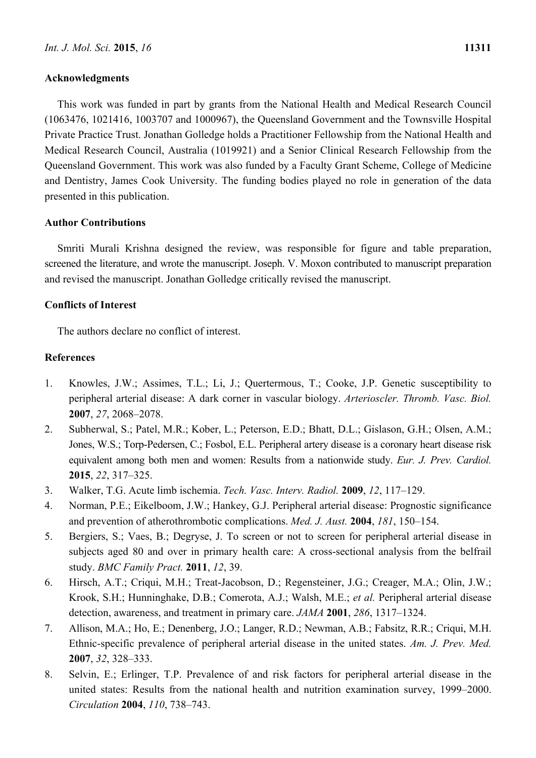## Acknowledgments

This work was funded in part by grants from the National Health and Medical Research Council (1063476, 1021416, 1003707 and 1000967), the Queensland Government and the Townsville Hospital Private Practice Trust. Jonathan Golledge holds a Practitioner Fellowship from the National Health and Medical Research Council, Australia (1019921) and a Senior Clinical Research Fellowship from the Queensland Government. This work was also funded by a Faculty Grant Scheme, College of Medicine and Dentistry, James Cook University. The funding bodies played no role in generation of the data presented in this publication.

## Author Contributions

Smriti Murali Krishna designed the review, was responsible for figure and table preparation, screened the literature, and wrote the manuscript. Joseph. V. Moxon contributed to manuscript preparation and revised the manuscript. Jonathan Golledge critically revised the manuscript.

## Conflicts of Interest

The authors declare no conflict of interest.

## References

1. Knowles, J.W.; Assimes, T.L.; Li, J.; Quertermous, T.; Cooke, J.P. Genetic susceptibility to peripheral arterial disease: A dark corner in vascular biology. *Arterioscler. Thromb. Vasc. Biol.* **2007**, *27*, 2068–2078.
2. Subherwal, S.; Patel, M.R.; Kober, L.; Peterson, E.D.; Bhatt, D.L.; Gislason, G.H.; Olsen, A.M.; Jones, W.S.; Torp-Pedersen, C.; Fosbol, E.L. Peripheral artery disease is a coronary heart disease risk equivalent among both men and women: Results from a nationwide study. *Eur. J. Prev. Cardiol.* **2015**, *22*, 317–325.
3. Walker, T.G. Acute limb ischemia. *Tech. Vasc. Interv. Radiol.* **2009**, *12*, 117–129.
4. Norman, P.E.; Eikelboom, J.W.; Hankey, G.J. Peripheral arterial disease: Prognostic significance and prevention of atherothrombotic complications. *Med. J. Aust.* **2004**, *181*, 150–154.
5. Bergiers, S.; Vaes, B.; Degryse, J. To screen or not to screen for peripheral arterial disease in subjects aged 80 and over in primary health care: A cross-sectional analysis from the belfrail study. *BMC Family Pract.* **2011**, *12*, 39.
6. Hirsch, A.T.; Criqui, M.H.; Treat-Jacobson, D.; Regensteiner, J.G.; Creager, M.A.; Olin, J.W.; Krook, S.H.; Hunninghake, D.B.; Comerota, A.J.; Walsh, M.E.; *et al.* Peripheral arterial disease detection, awareness, and treatment in primary care. *JAMA* **2001**, *286*, 1317–1324.
7. Allison, M.A.; Ho, E.; Denenberg, J.O.; Langer, R.D.; Newman, A.B.; Fabsitz, R.R.; Criqui, M.H. Ethnic-specific prevalence of peripheral arterial disease in the united states. *Am. J. Prev. Med.* **2007**, *32*, 328–333.
8. Selvin, E.; Erlinger, T.P. Prevalence of and risk factors for peripheral arterial disease in the united states: Results from the national health and nutrition examination survey, 1999–2000. *Circulation* **2004**, *110*, 738–743.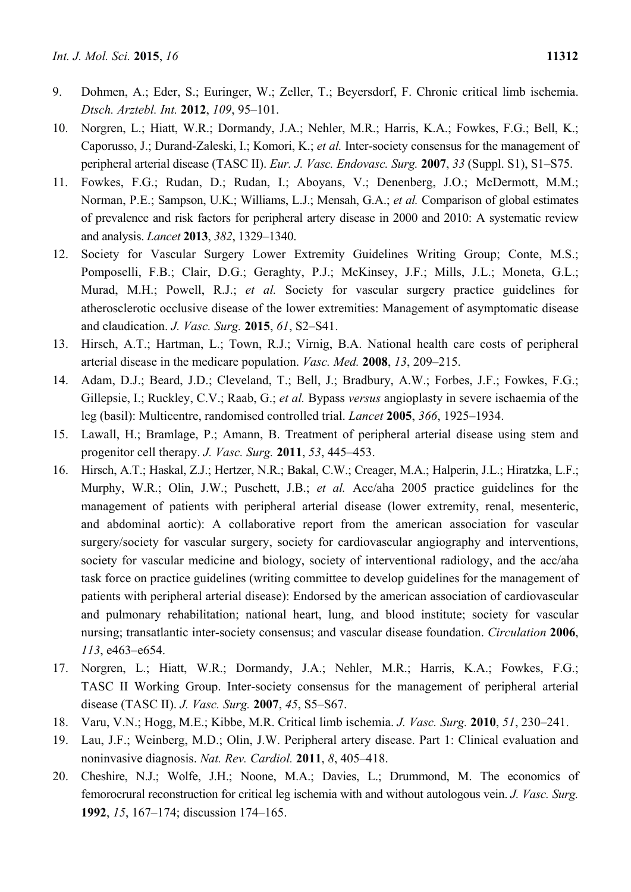9. Dohmen, A.; Eder, S.; Euringer, W.; Zeller, T.; Beyersdorf, F. Chronic critical limb ischemia. *Dtsch. Arztebl. Int.* **2012**, *109*, 95–101.
10. Norgren, L.; Hiatt, W.R.; Dormandy, J.A.; Nehler, M.R.; Harris, K.A.; Fowkes, F.G.; Bell, K.; Caporusso, J.; Durand-Zaleski, I.; Komori, K.; *et al.* Inter-society consensus for the management of peripheral arterial disease (TASC II). *Eur. J. Vasc. Endovasc. Surg.* **2007**, *33* (Suppl. S1), S1–S75.
11. Fowkes, F.G.; Rudan, D.; Rudan, I.; Aboyans, V.; Denenberg, J.O.; McDermott, M.M.; Norman, P.E.; Sampson, U.K.; Williams, L.J.; Mensah, G.A.; *et al.* Comparison of global estimates of prevalence and risk factors for peripheral artery disease in 2000 and 2010: A systematic review and analysis. *Lancet* **2013**, *382*, 1329–1340.
12. Society for Vascular Surgery Lower Extremity Guidelines Writing Group; Conte, M.S.; Pomposelli, F.B.; Clair, D.G.; Geraghty, P.J.; McKinsey, J.F.; Mills, J.L.; Moneta, G.L.; Murad, M.H.; Powell, R.J.; *et al.* Society for vascular surgery practice guidelines for atherosclerotic occlusive disease of the lower extremities: Management of asymptomatic disease and claudication. *J. Vasc. Surg.* **2015**, *61*, S2–S41.
13. Hirsch, A.T.; Hartman, L.; Town, R.J.; Virnig, B.A. National health care costs of peripheral arterial disease in the medicare population. *Vasc. Med.* **2008**, *13*, 209–215.
14. Adam, D.J.; Beard, J.D.; Cleveland, T.; Bell, J.; Bradbury, A.W.; Forbes, J.F.; Fowkes, F.G.; Gillepsie, I.; Ruckley, C.V.; Raab, G.; *et al.* Bypass *versus* angioplasty in severe ischaemia of the leg (basil): Multicentre, randomised controlled trial. *Lancet* **2005**, *366*, 1925–1934.
15. Lawall, H.; Bramlage, P.; Amann, B. Treatment of peripheral arterial disease using stem and progenitor cell therapy. *J. Vasc. Surg.* **2011**, *53*, 445–453.
16. Hirsch, A.T.; Haskal, Z.J.; Hertzer, N.R.; Bakal, C.W.; Creager, M.A.; Halperin, J.L.; Hiratzka, L.F.; Murphy, W.R.; Olin, J.W.; Puschett, J.B.; *et al.* Acc/aha 2005 practice guidelines for the management of patients with peripheral arterial disease (lower extremity, renal, mesenteric, and abdominal aortic): A collaborative report from the american association for vascular surgery/society for vascular surgery, society for cardiovascular angiography and interventions, society for vascular medicine and biology, society of interventional radiology, and the acc/aha task force on practice guidelines (writing committee to develop guidelines for the management of patients with peripheral arterial disease): Endorsed by the american association of cardiovascular and pulmonary rehabilitation; national heart, lung, and blood institute; society for vascular nursing; transatlantic inter-society consensus; and vascular disease foundation. *Circulation* **2006**, *113*, e463–e654.
17. Norgren, L.; Hiatt, W.R.; Dormandy, J.A.; Nehler, M.R.; Harris, K.A.; Fowkes, F.G.; TASC II Working Group. Inter-society consensus for the management of peripheral arterial disease (TASC II). *J. Vasc. Surg.* **2007**, *45*, S5–S67.
18. Varu, V.N.; Hogg, M.E.; Kibbe, M.R. Critical limb ischemia. *J. Vasc. Surg.* **2010**, *51*, 230–241.
19. Lau, J.F.; Weinberg, M.D.; Olin, J.W. Peripheral artery disease. Part 1: Clinical evaluation and noninvasive diagnosis. *Nat. Rev. Cardiol.* **2011**, *8*, 405–418.
20. Cheshire, N.J.; Wolfe, J.H.; Noone, M.A.; Davies, L.; Drummond, M. The economics of femorocrural reconstruction for critical leg ischemia with and without autologous vein. *J. Vasc. Surg.* **1992**, *15*, 167–174; discussion 174–165.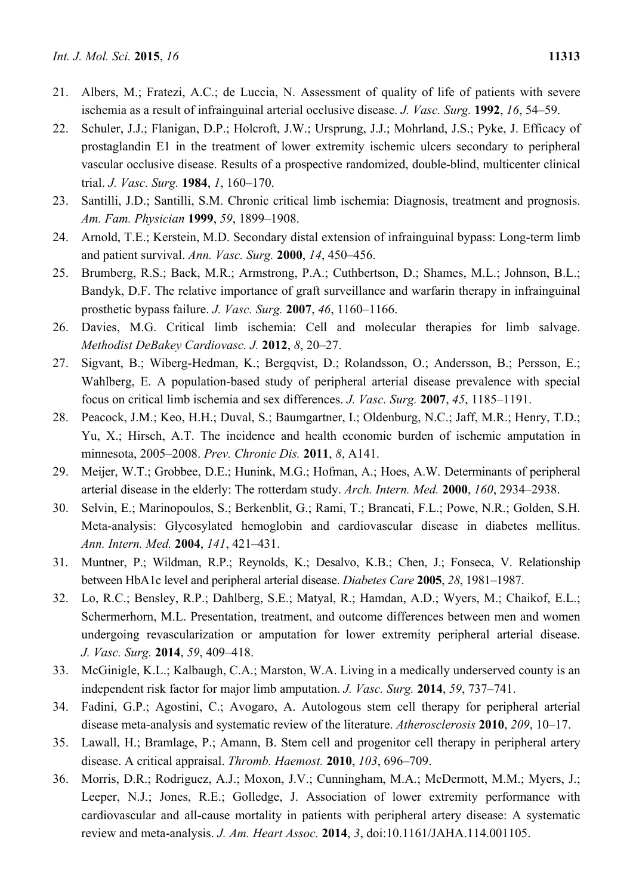21. Albers, M.; Fratezi, A.C.; de Luccia, N. Assessment of quality of life of patients with severe ischemia as a result of infrainguinal arterial occlusive disease. *J. Vasc. Surg.* **1992**, *16*, 54–59.
22. Schuler, J.J.; Flanigan, D.P.; Holcroft, J.W.; Ursprung, J.J.; Mohrland, J.S.; Pyke, J. Efficacy of prostaglandin E1 in the treatment of lower extremity ischemic ulcers secondary to peripheral vascular occlusive disease. Results of a prospective randomized, double-blind, multicenter clinical trial. *J. Vasc. Surg.* **1984**, *1*, 160–170.
23. Santilli, J.D.; Santilli, S.M. Chronic critical limb ischemia: Diagnosis, treatment and prognosis. *Am. Fam. Physician* **1999**, *59*, 1899–1908.
24. Arnold, T.E.; Kerstein, M.D. Secondary distal extension of infrainguinal bypass: Long-term limb and patient survival. *Ann. Vasc. Surg.* **2000**, *14*, 450–456.
25. Brumberg, R.S.; Back, M.R.; Armstrong, P.A.; Cuthbertson, D.; Shames, M.L.; Johnson, B.L.; Bandyk, D.F. The relative importance of graft surveillance and warfarin therapy in infrainguinal prosthetic bypass failure. *J. Vasc. Surg.* **2007**, *46*, 1160–1166.
26. Davies, M.G. Critical limb ischemia: Cell and molecular therapies for limb salvage. *Methodist DeBakey Cardiovasc. J.* **2012**, *8*, 20–27.
27. Sigvant, B.; Wiberg-Hedman, K.; Bergqvist, D.; Rolandsson, O.; Andersson, B.; Persson, E.; Wahlberg, E. A population-based study of peripheral arterial disease prevalence with special focus on critical limb ischemia and sex differences. *J. Vasc. Surg.* **2007**, *45*, 1185–1191.
28. Peacock, J.M.; Keo, H.H.; Duval, S.; Baumgartner, I.; Oldenburg, N.C.; Jaff, M.R.; Henry, T.D.; Yu, X.; Hirsch, A.T. The incidence and health economic burden of ischemic amputation in minnesota, 2005–2008. *Prev. Chronic Dis.* **2011**, *8*, A141.
29. Meijer, W.T.; Grobbee, D.E.; Hunink, M.G.; Hofman, A.; Hoes, A.W. Determinants of peripheral arterial disease in the elderly: The rotterdam study. *Arch. Intern. Med.* **2000**, *160*, 2934–2938.
30. Selvin, E.; Marinopoulos, S.; Berkenblit, G.; Rami, T.; Brancati, F.L.; Powe, N.R.; Golden, S.H. Meta-analysis: Glycosylated hemoglobin and cardiovascular disease in diabetes mellitus. *Ann. Intern. Med.* **2004**, *141*, 421–431.
31. Muntner, P.; Wildman, R.P.; Reynolds, K.; Desalvo, K.B.; Chen, J.; Fonseca, V. Relationship between HbA1c level and peripheral arterial disease. *Diabetes Care* **2005**, *28*, 1981–1987.
32. Lo, R.C.; Bensley, R.P.; Dahlberg, S.E.; Matyal, R.; Hamdan, A.D.; Wyers, M.; Chaikof, E.L.; Schermerhorn, M.L. Presentation, treatment, and outcome differences between men and women undergoing revascularization or amputation for lower extremity peripheral arterial disease. *J. Vasc. Surg.* **2014**, *59*, 409–418.
33. McGinigle, K.L.; Kalbaugh, C.A.; Marston, W.A. Living in a medically underserved county is an independent risk factor for major limb amputation. *J. Vasc. Surg.* **2014**, *59*, 737–741.
34. Fadini, G.P.; Agostini, C.; Avogaro, A. Autologous stem cell therapy for peripheral arterial disease meta-analysis and systematic review of the literature. *Atherosclerosis* **2010**, *209*, 10–17.
35. Lawall, H.; Bramlage, P.; Amann, B. Stem cell and progenitor cell therapy in peripheral artery disease. A critical appraisal. *Thromb. Haemost.* **2010**, *103*, 696–709.
36. Morris, D.R.; Rodriguez, A.J.; Moxon, J.V.; Cunningham, M.A.; McDermott, M.M.; Myers, J.; Leeper, N.J.; Jones, R.E.; Golledge, J. Association of lower extremity performance with cardiovascular and all-cause mortality in patients with peripheral artery disease: A systematic review and meta-analysis. *J. Am. Heart Assoc.* **2014**, *3*, doi:10.1161/JAHA.114.001105.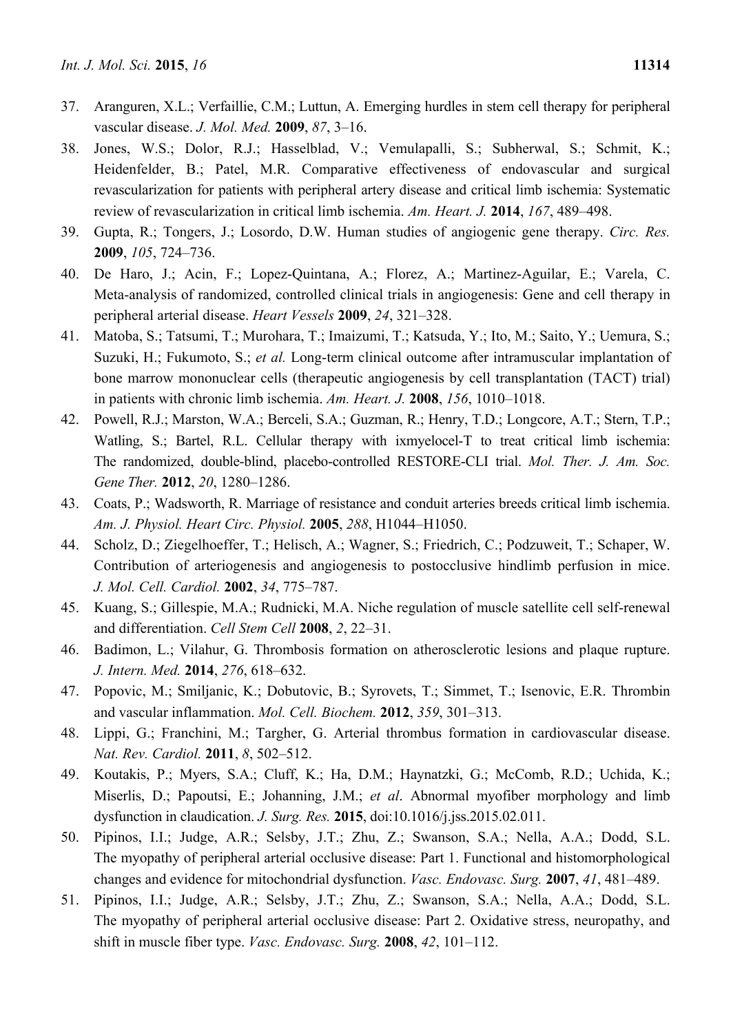37. Aranguren, X.L.; Verfaillie, C.M.; Luttun, A. Emerging hurdles in stem cell therapy for peripheral vascular disease. *J. Mol. Med.* **2009**, *87*, 3–16.
38. Jones, W.S.; Dolor, R.J.; Hasselblad, V.; Vemulapalli, S.; Subherwal, S.; Schmit, K.; Heidenfelder, B.; Patel, M.R. Comparative effectiveness of endovascular and surgical revascularization for patients with peripheral artery disease and critical limb ischemia: Systematic review of revascularization in critical limb ischemia. *Am. Heart. J.* **2014**, *167*, 489–498.
39. Gupta, R.; Tongers, J.; Losordo, D.W. Human studies of angiogenic gene therapy. *Circ. Res.* **2009**, *105*, 724–736.
40. De Haro, J.; Acin, F.; Lopez-Quintana, A.; Florez, A.; Martinez-Aguilar, E.; Varela, C. Meta-analysis of randomized, controlled clinical trials in angiogenesis: Gene and cell therapy in peripheral arterial disease. *Heart Vessels* **2009**, *24*, 321–328.
41. Matoba, S.; Tatsumi, T.; Murohara, T.; Imaizumi, T.; Katsuda, Y.; Ito, M.; Saito, Y.; Uemura, S.; Suzuki, H.; Fukumoto, S.; *et al.* Long-term clinical outcome after intramuscular implantation of bone marrow mononuclear cells (therapeutic angiogenesis by cell transplantation (TACT) trial) in patients with chronic limb ischemia. *Am. Heart. J.* **2008**, *156*, 1010–1018.
42. Powell, R.J.; Marston, W.A.; Berceli, S.A.; Guzman, R.; Henry, T.D.; Longcore, A.T.; Stern, T.P.; Watling, S.; Bartel, R.L. Cellular therapy with ixmyelocel-T to treat critical limb ischemia: The randomized, double-blind, placebo-controlled RESTORE-CLI trial. *Mol. Ther. J. Am. Soc. Gene Ther.* **2012**, *20*, 1280–1286.
43. Coats, P.; Wadsworth, R. Marriage of resistance and conduit arteries breeds critical limb ischemia. *Am. J. Physiol. Heart Circ. Physiol.* **2005**, *288*, H1044–H1050.
44. Scholz, D.; Ziegelhoeffer, T.; Helisch, A.; Wagner, S.; Friedrich, C.; Podzuweit, T.; Schaper, W. Contribution of arteriogenesis and angiogenesis to postocclusive hindlimb perfusion in mice. *J. Mol. Cell. Cardiol.* **2002**, *34*, 775–787.
45. Kuang, S.; Gillespie, M.A.; Rudnicki, M.A. Niche regulation of muscle satellite cell self-renewal and differentiation. *Cell Stem Cell* **2008**, *2*, 22–31.
46. Badimon, L.; Vilahur, G. Thrombosis formation on atherosclerotic lesions and plaque rupture. *J. Intern. Med.* **2014**, *276*, 618–632.
47. Popovic, M.; Smiljanic, K.; Dobutovic, B.; Syrovets, T.; Simmet, T.; Isenovic, E.R. Thrombin and vascular inflammation. *Mol. Cell. Biochem.* **2012**, *359*, 301–313.
48. Lippi, G.; Franchini, M.; Targher, G. Arterial thrombus formation in cardiovascular disease. *Nat. Rev. Cardiol.* **2011**, *8*, 502–512.
49. Koutakis, P.; Myers, S.A.; Cluff, K.; Ha, D.M.; Haynatzki, G.; McComb, R.D.; Uchida, K.; Miserlis, D.; Papoutsi, E.; Johanning, J.M.; *et al*. Abnormal myofiber morphology and limb dysfunction in claudication. *J. Surg. Res.* **2015**, doi:10.1016/j.jss.2015.02.011.
50. Pipinos, I.I.; Judge, A.R.; Selsby, J.T.; Zhu, Z.; Swanson, S.A.; Nella, A.A.; Dodd, S.L. The myopathy of peripheral arterial occlusive disease: Part 1. Functional and histomorphological changes and evidence for mitochondrial dysfunction. *Vasc. Endovasc. Surg.* **2007**, *41*, 481–489.
51. Pipinos, I.I.; Judge, A.R.; Selsby, J.T.; Zhu, Z.; Swanson, S.A.; Nella, A.A.; Dodd, S.L. The myopathy of peripheral arterial occlusive disease: Part 2. Oxidative stress, neuropathy, and shift in muscle fiber type. *Vasc. Endovasc. Surg.* **2008**, *42*, 101–112.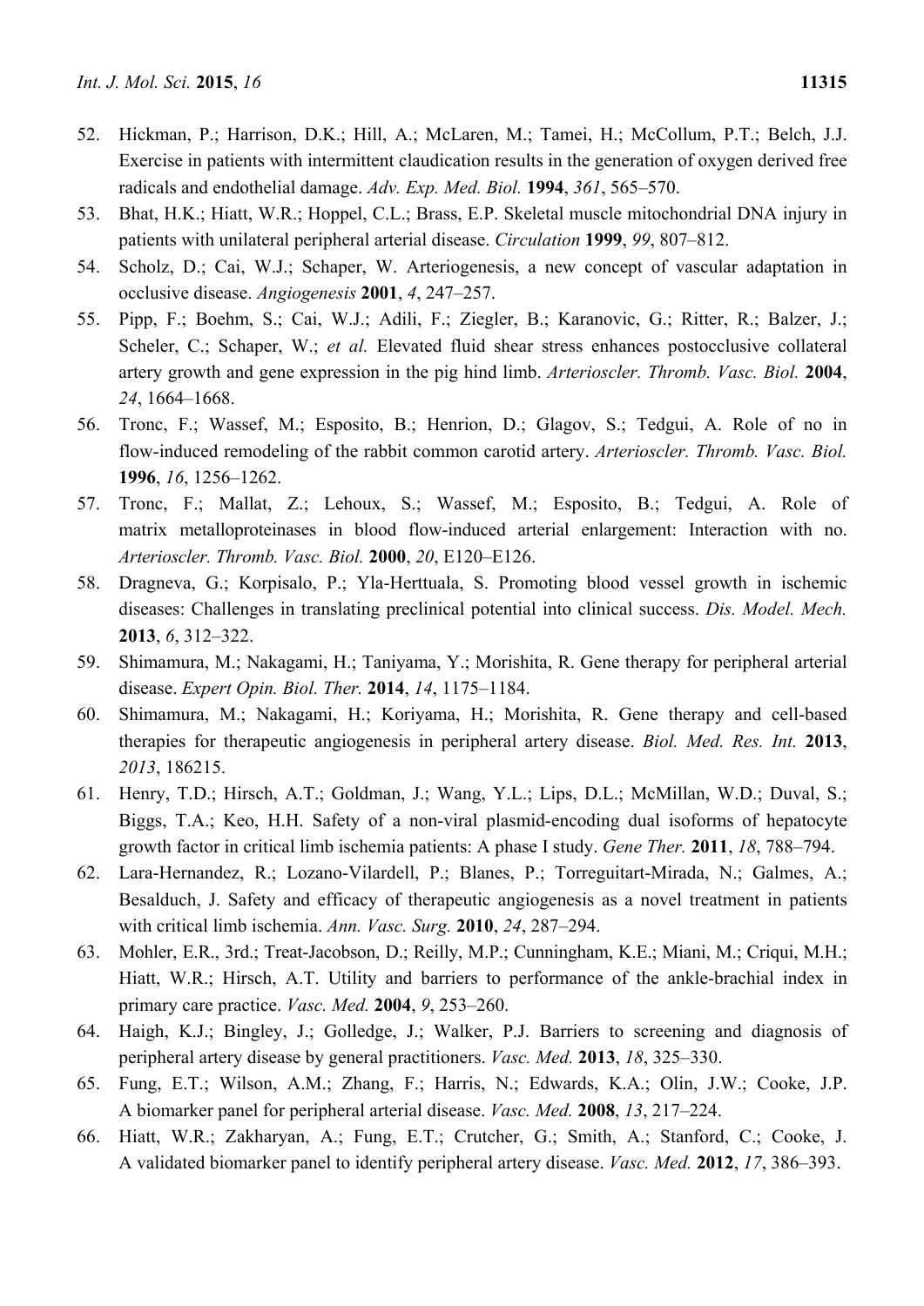52. Hickman, P.; Harrison, D.K.; Hill, A.; McLaren, M.; Tamei, H.; McCollum, P.T.; Belch, J.J. Exercise in patients with intermittent claudication results in the generation of oxygen derived free radicals and endothelial damage. *Adv. Exp. Med. Biol.* **1994**, *361*, 565–570.
53. Bhat, H.K.; Hiatt, W.R.; Hoppel, C.L.; Brass, E.P. Skeletal muscle mitochondrial DNA injury in patients with unilateral peripheral arterial disease. *Circulation* **1999**, *99*, 807–812.
54. Scholz, D.; Cai, W.J.; Schaper, W. Arteriogenesis, a new concept of vascular adaptation in occlusive disease. *Angiogenesis* **2001**, *4*, 247–257.
55. Pipp, F.; Boehm, S.; Cai, W.J.; Adili, F.; Ziegler, B.; Karanovic, G.; Ritter, R.; Balzer, J.; Scheler, C.; Schaper, W.; *et al.* Elevated fluid shear stress enhances postocclusive collateral artery growth and gene expression in the pig hind limb. *Arterioscler. Thromb. Vasc. Biol.* **2004**, *24*, 1664–1668.
56. Tronc, F.; Wassef, M.; Esposito, B.; Henrion, D.; Glagov, S.; Tedgui, A. Role of no in flow-induced remodeling of the rabbit common carotid artery. *Arterioscler. Thromb. Vasc. Biol.* **1996**, *16*, 1256–1262.
57. Tronc, F.; Mallat, Z.; Lehoux, S.; Wassef, M.; Esposito, B.; Tedgui, A. Role of matrix metalloproteinases in blood flow-induced arterial enlargement: Interaction with no. *Arterioscler. Thromb. Vasc. Biol.* **2000**, *20*, E120–E126.
58. Dragneva, G.; Korpisalo, P.; Yla-Herttuala, S. Promoting blood vessel growth in ischemic diseases: Challenges in translating preclinical potential into clinical success. *Dis. Model. Mech.* **2013**, *6*, 312–322.
59. Shimamura, M.; Nakagami, H.; Taniyama, Y.; Morishita, R. Gene therapy for peripheral arterial disease. *Expert Opin. Biol. Ther.* **2014**, *14*, 1175–1184.
60. Shimamura, M.; Nakagami, H.; Koriyama, H.; Morishita, R. Gene therapy and cell-based therapies for therapeutic angiogenesis in peripheral artery disease. *Biol. Med. Res. Int.* **2013**, *2013*, 186215.
61. Henry, T.D.; Hirsch, A.T.; Goldman, J.; Wang, Y.L.; Lips, D.L.; McMillan, W.D.; Duval, S.; Biggs, T.A.; Keo, H.H. Safety of a non-viral plasmid-encoding dual isoforms of hepatocyte growth factor in critical limb ischemia patients: A phase I study. *Gene Ther.* **2011**, *18*, 788–794.
62. Lara-Hernandez, R.; Lozano-Vilardell, P.; Blanes, P.; Torreguitart-Mirada, N.; Galmes, A.; Besalduch, J. Safety and efficacy of therapeutic angiogenesis as a novel treatment in patients with critical limb ischemia. *Ann. Vasc. Surg.* **2010**, *24*, 287–294.
63. Mohler, E.R., 3rd.; Treat-Jacobson, D.; Reilly, M.P.; Cunningham, K.E.; Miani, M.; Criqui, M.H.; Hiatt, W.R.; Hirsch, A.T. Utility and barriers to performance of the ankle-brachial index in primary care practice. *Vasc. Med.* **2004**, *9*, 253–260.
64. Haigh, K.J.; Bingley, J.; Golledge, J.; Walker, P.J. Barriers to screening and diagnosis of peripheral artery disease by general practitioners. *Vasc. Med.* **2013**, *18*, 325–330.
65. Fung, E.T.; Wilson, A.M.; Zhang, F.; Harris, N.; Edwards, K.A.; Olin, J.W.; Cooke, J.P. A biomarker panel for peripheral arterial disease. *Vasc. Med.* **2008**, *13*, 217–224.
66. Hiatt, W.R.; Zakharyan, A.; Fung, E.T.; Crutcher, G.; Smith, A.; Stanford, C.; Cooke, J. A validated biomarker panel to identify peripheral artery disease. *Vasc. Med.* **2012**, *17*, 386–393.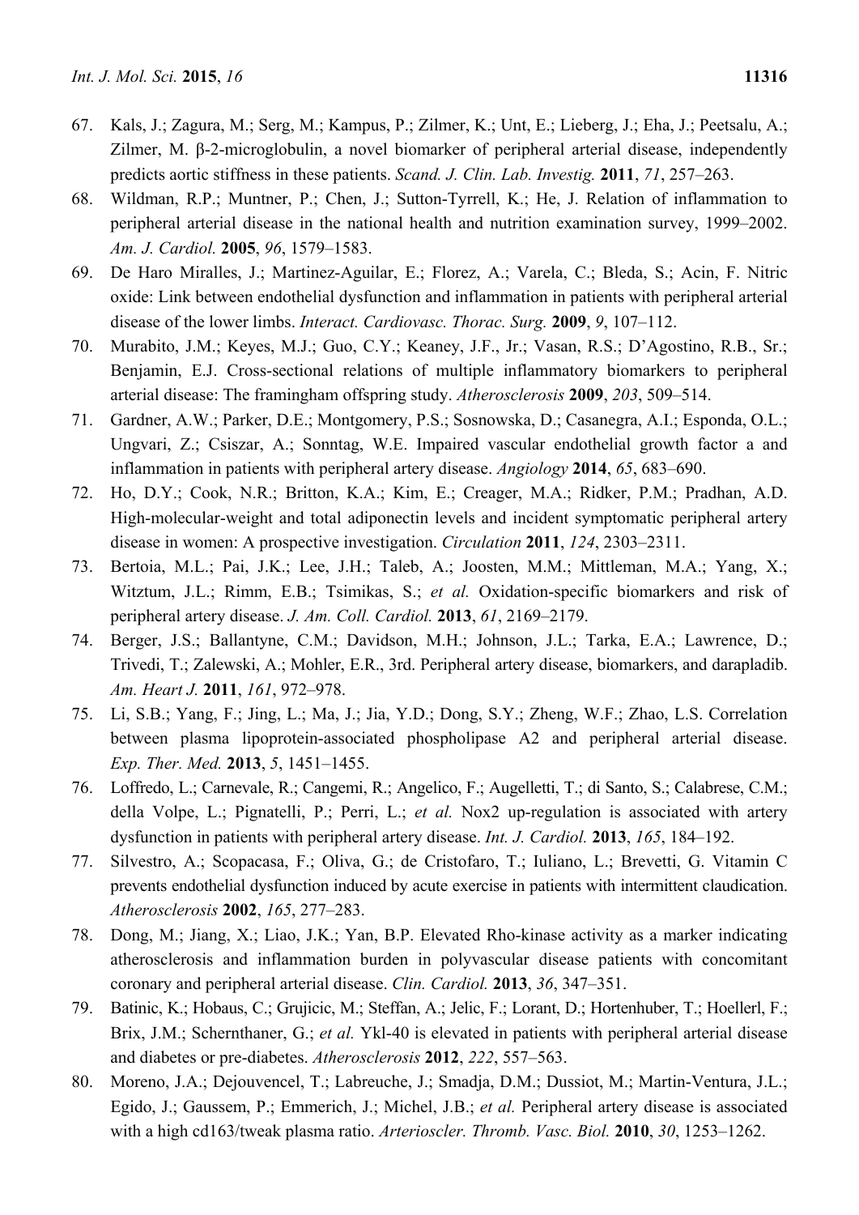67. Kals, J.; Zagura, M.; Serg, M.; Kampus, P.; Zilmer, K.; Unt, E.; Lieberg, J.; Eha, J.; Peetsalu, A.; Zilmer, M. β-2-microglobulin, a novel biomarker of peripheral arterial disease, independently predicts aortic stiffness in these patients. *Scand. J. Clin. Lab. Investig.* **2011**, *71*, 257–263.
68. Wildman, R.P.; Muntner, P.; Chen, J.; Sutton-Tyrrell, K.; He, J. Relation of inflammation to peripheral arterial disease in the national health and nutrition examination survey, 1999–2002. *Am. J. Cardiol.* **2005**, *96*, 1579–1583.
69. De Haro Miralles, J.; Martinez-Aguilar, E.; Florez, A.; Varela, C.; Bleda, S.; Acin, F. Nitric oxide: Link between endothelial dysfunction and inflammation in patients with peripheral arterial disease of the lower limbs. *Interact. Cardiovasc. Thorac. Surg.* **2009**, *9*, 107–112.
70. Murabito, J.M.; Keyes, M.J.; Guo, C.Y.; Keaney, J.F., Jr.; Vasan, R.S.; D'Agostino, R.B., Sr.; Benjamin, E.J. Cross-sectional relations of multiple inflammatory biomarkers to peripheral arterial disease: The framingham offspring study. *Atherosclerosis* **2009**, *203*, 509–514.
71. Gardner, A.W.; Parker, D.E.; Montgomery, P.S.; Sosnowska, D.; Casanegra, A.I.; Esponda, O.L.; Ungvari, Z.; Csiszar, A.; Sonntag, W.E. Impaired vascular endothelial growth factor a and inflammation in patients with peripheral artery disease. *Angiology* **2014**, *65*, 683–690.
72. Ho, D.Y.; Cook, N.R.; Britton, K.A.; Kim, E.; Creager, M.A.; Ridker, P.M.; Pradhan, A.D. High-molecular-weight and total adiponectin levels and incident symptomatic peripheral artery disease in women: A prospective investigation. *Circulation* **2011**, *124*, 2303–2311.
73. Bertoia, M.L.; Pai, J.K.; Lee, J.H.; Taleb, A.; Joosten, M.M.; Mittleman, M.A.; Yang, X.; Witztum, J.L.; Rimm, E.B.; Tsimikas, S.; *et al.* Oxidation-specific biomarkers and risk of peripheral artery disease. *J. Am. Coll. Cardiol.* **2013**, *61*, 2169–2179.
74. Berger, J.S.; Ballantyne, C.M.; Davidson, M.H.; Johnson, J.L.; Tarka, E.A.; Lawrence, D.; Trivedi, T.; Zalewski, A.; Mohler, E.R., 3rd. Peripheral artery disease, biomarkers, and darapladib. *Am. Heart J.* **2011**, *161*, 972–978.
75. Li, S.B.; Yang, F.; Jing, L.; Ma, J.; Jia, Y.D.; Dong, S.Y.; Zheng, W.F.; Zhao, L.S. Correlation between plasma lipoprotein-associated phospholipase A2 and peripheral arterial disease. *Exp. Ther. Med.* **2013**, *5*, 1451–1455.
76. Loffredo, L.; Carnevale, R.; Cangemi, R.; Angelico, F.; Augelletti, T.; di Santo, S.; Calabrese, C.M.; della Volpe, L.; Pignatelli, P.; Perri, L.; *et al.* Nox2 up-regulation is associated with artery dysfunction in patients with peripheral artery disease. *Int. J. Cardiol.* **2013**, *165*, 184–192.
77. Silvestro, A.; Scopacasa, F.; Oliva, G.; de Cristofaro, T.; Iuliano, L.; Brevetti, G. Vitamin C prevents endothelial dysfunction induced by acute exercise in patients with intermittent claudication. *Atherosclerosis* **2002**, *165*, 277–283.
78. Dong, M.; Jiang, X.; Liao, J.K.; Yan, B.P. Elevated Rho-kinase activity as a marker indicating atherosclerosis and inflammation burden in polyvascular disease patients with concomitant coronary and peripheral arterial disease. *Clin. Cardiol.* **2013**, *36*, 347–351.
79. Batinic, K.; Hobaus, C.; Grujicic, M.; Steffan, A.; Jelic, F.; Lorant, D.; Hortenhuber, T.; Hoellerl, F.; Brix, J.M.; Schernthaner, G.; *et al.* Ykl-40 is elevated in patients with peripheral arterial disease and diabetes or pre-diabetes. *Atherosclerosis* **2012**, *222*, 557–563.
80. Moreno, J.A.; Dejouvencel, T.; Labreuche, J.; Smadja, D.M.; Dussiot, M.; Martin-Ventura, J.L.; Egido, J.; Gaussem, P.; Emmerich, J.; Michel, J.B.; *et al.* Peripheral artery disease is associated with a high cd163/tweak plasma ratio. *Arterioscler. Thromb. Vasc. Biol.* **2010**, *30*, 1253–1262.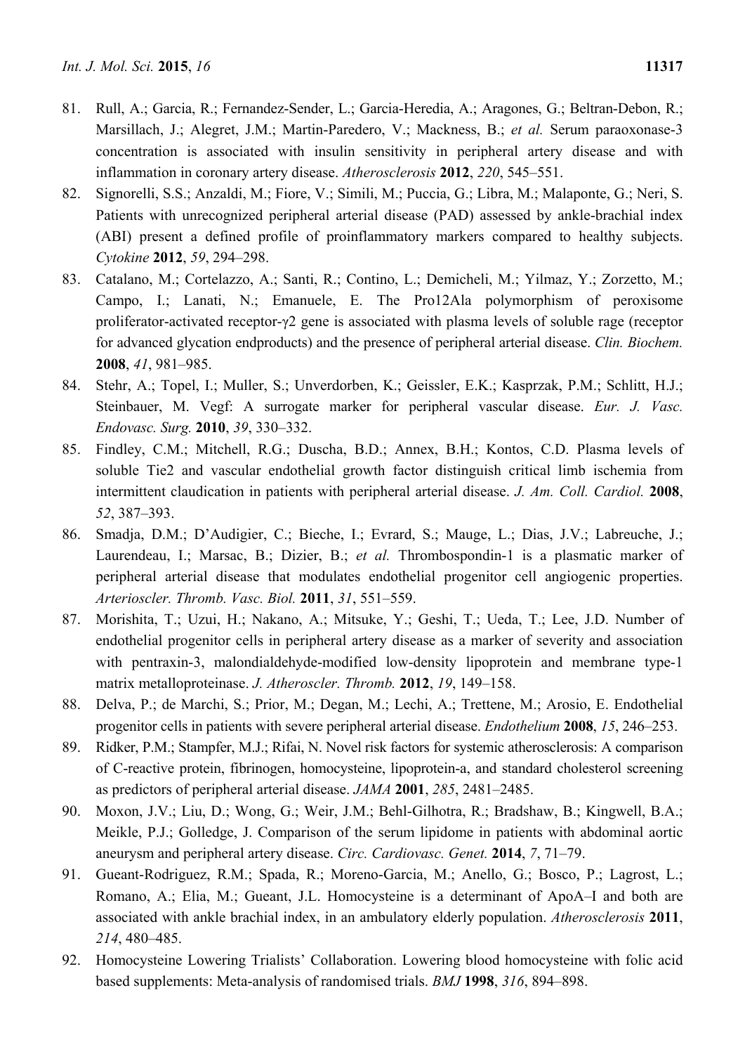81. Rull, A.; Garcia, R.; Fernandez-Sender, L.; Garcia-Heredia, A.; Aragones, G.; Beltran-Debon, R.; Marsillach, J.; Alegret, J.M.; Martin-Paredero, V.; Mackness, B.; *et al.* Serum paraoxonase-3 concentration is associated with insulin sensitivity in peripheral artery disease and with inflammation in coronary artery disease. *Atherosclerosis* **2012**, *220*, 545–551.
82. Signorelli, S.S.; Anzaldi, M.; Fiore, V.; Simili, M.; Puccia, G.; Libra, M.; Malaponte, G.; Neri, S. Patients with unrecognized peripheral arterial disease (PAD) assessed by ankle-brachial index (ABI) present a defined profile of proinflammatory markers compared to healthy subjects. *Cytokine* **2012**, *59*, 294–298.
83. Catalano, M.; Cortelazzo, A.; Santi, R.; Contino, L.; Demicheli, M.; Yilmaz, Y.; Zorzetto, M.; Campo, I.; Lanati, N.; Emanuele, E. The Pro12Ala polymorphism of peroxisome proliferator-activated receptor-γ2 gene is associated with plasma levels of soluble rage (receptor for advanced glycation endproducts) and the presence of peripheral arterial disease. *Clin. Biochem.* **2008**, *41*, 981–985.
84. Stehr, A.; Topel, I.; Muller, S.; Unverdorben, K.; Geissler, E.K.; Kasprzak, P.M.; Schlitt, H.J.; Steinbauer, M. Vegf: A surrogate marker for peripheral vascular disease. *Eur. J. Vasc. Endovasc. Surg.* **2010**, *39*, 330–332.
85. Findley, C.M.; Mitchell, R.G.; Duscha, B.D.; Annex, B.H.; Kontos, C.D. Plasma levels of soluble Tie2 and vascular endothelial growth factor distinguish critical limb ischemia from intermittent claudication in patients with peripheral arterial disease. *J. Am. Coll. Cardiol.* **2008**, *52*, 387–393.
86. Smadja, D.M.; D'Audigier, C.; Bieche, I.; Evrard, S.; Mauge, L.; Dias, J.V.; Labreuche, J.; Laurendeau, I.; Marsac, B.; Dizier, B.; *et al.* Thrombospondin-1 is a plasmatic marker of peripheral arterial disease that modulates endothelial progenitor cell angiogenic properties. *Arterioscler. Thromb. Vasc. Biol.* **2011**, *31*, 551–559.
87. Morishita, T.; Uzui, H.; Nakano, A.; Mitsuke, Y.; Geshi, T.; Ueda, T.; Lee, J.D. Number of endothelial progenitor cells in peripheral artery disease as a marker of severity and association with pentraxin-3, malondialdehyde-modified low-density lipoprotein and membrane type-1 matrix metalloproteinase. *J. Atheroscler. Thromb.* **2012**, *19*, 149–158.
88. Delva, P.; de Marchi, S.; Prior, M.; Degan, M.; Lechi, A.; Trettene, M.; Arosio, E. Endothelial progenitor cells in patients with severe peripheral arterial disease. *Endothelium* **2008**, *15*, 246–253.
89. Ridker, P.M.; Stampfer, M.J.; Rifai, N. Novel risk factors for systemic atherosclerosis: A comparison of C-reactive protein, fibrinogen, homocysteine, lipoprotein-a, and standard cholesterol screening as predictors of peripheral arterial disease. *JAMA* **2001**, *285*, 2481–2485.
90. Moxon, J.V.; Liu, D.; Wong, G.; Weir, J.M.; Behl-Gilhotra, R.; Bradshaw, B.; Kingwell, B.A.; Meikle, P.J.; Golledge, J. Comparison of the serum lipidome in patients with abdominal aortic aneurysm and peripheral artery disease. *Circ. Cardiovasc. Genet.* **2014**, *7*, 71–79.
91. Gueant-Rodriguez, R.M.; Spada, R.; Moreno-Garcia, M.; Anello, G.; Bosco, P.; Lagrost, L.; Romano, A.; Elia, M.; Gueant, J.L. Homocysteine is a determinant of ApoA–I and both are associated with ankle brachial index, in an ambulatory elderly population. *Atherosclerosis* **2011**, *214*, 480–485.
92. Homocysteine Lowering Trialists' Collaboration. Lowering blood homocysteine with folic acid based supplements: Meta-analysis of randomised trials. *BMJ* **1998**, *316*, 894–898.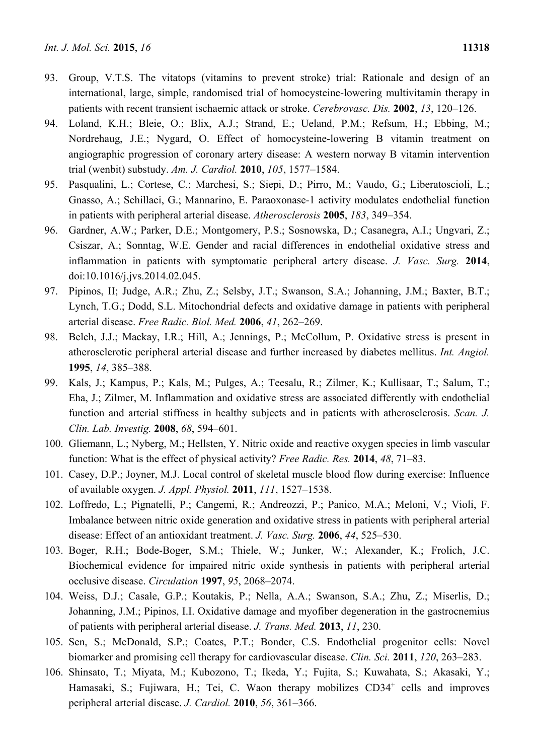93. Group, V.T.S. The vitatops (vitamins to prevent stroke) trial: Rationale and design of an international, large, simple, randomised trial of homocysteine-lowering multivitamin therapy in patients with recent transient ischaemic attack or stroke. *Cerebrovasc. Dis.* **2002**, *13*, 120–126.
94. Loland, K.H.; Bleie, O.; Blix, A.J.; Strand, E.; Ueland, P.M.; Refsum, H.; Ebbing, M.; Nordrehaug, J.E.; Nygard, O. Effect of homocysteine-lowering B vitamin treatment on angiographic progression of coronary artery disease: A western norway B vitamin intervention trial (wenbit) substudy. *Am. J. Cardiol.* **2010**, *105*, 1577–1584.
95. Pasqualini, L.; Cortese, C.; Marchesi, S.; Siepi, D.; Pirro, M.; Vaudo, G.; Liberatoscioli, L.; Gnasso, A.; Schillaci, G.; Mannarino, E. Paraoxonase-1 activity modulates endothelial function in patients with peripheral arterial disease. *Atherosclerosis* **2005**, *183*, 349–354.
96. Gardner, A.W.; Parker, D.E.; Montgomery, P.S.; Sosnowska, D.; Casanegra, A.I.; Ungvari, Z.; Csiszar, A.; Sonntag, W.E. Gender and racial differences in endothelial oxidative stress and inflammation in patients with symptomatic peripheral artery disease. *J. Vasc. Surg.* **2014**, doi:10.1016/j.jvs.2014.02.045.
97. Pipinos, II; Judge, A.R.; Zhu, Z.; Selsby, J.T.; Swanson, S.A.; Johanning, J.M.; Baxter, B.T.; Lynch, T.G.; Dodd, S.L. Mitochondrial defects and oxidative damage in patients with peripheral arterial disease. *Free Radic. Biol. Med.* **2006**, *41*, 262–269.
98. Belch, J.J.; Mackay, I.R.; Hill, A.; Jennings, P.; McCollum, P. Oxidative stress is present in atherosclerotic peripheral arterial disease and further increased by diabetes mellitus. *Int. Angiol.* **1995**, *14*, 385–388.
99. Kals, J.; Kampus, P.; Kals, M.; Pulges, A.; Teesalu, R.; Zilmer, K.; Kullisaar, T.; Salum, T.; Eha, J.; Zilmer, M. Inflammation and oxidative stress are associated differently with endothelial function and arterial stiffness in healthy subjects and in patients with atherosclerosis. *Scan. J. Clin. Lab. Investig.* **2008**, *68*, 594–601.
100. Gliemann, L.; Nyberg, M.; Hellsten, Y. Nitric oxide and reactive oxygen species in limb vascular function: What is the effect of physical activity? *Free Radic. Res.* **2014**, *48*, 71–83.
101. Casey, D.P.; Joyner, M.J. Local control of skeletal muscle blood flow during exercise: Influence of available oxygen. *J. Appl. Physiol.* **2011**, *111*, 1527–1538.
102. Loffredo, L.; Pignatelli, P.; Cangemi, R.; Andreozzi, P.; Panico, M.A.; Meloni, V.; Violi, F. Imbalance between nitric oxide generation and oxidative stress in patients with peripheral arterial disease: Effect of an antioxidant treatment. *J. Vasc. Surg.* **2006**, *44*, 525–530.
103. Boger, R.H.; Bode-Boger, S.M.; Thiele, W.; Junker, W.; Alexander, K.; Frolich, J.C. Biochemical evidence for impaired nitric oxide synthesis in patients with peripheral arterial occlusive disease. *Circulation* **1997**, *95*, 2068–2074.
104. Weiss, D.J.; Casale, G.P.; Koutakis, P.; Nella, A.A.; Swanson, S.A.; Zhu, Z.; Miserlis, D.; Johanning, J.M.; Pipinos, I.I. Oxidative damage and myofiber degeneration in the gastrocnemius of patients with peripheral arterial disease. *J. Trans. Med.* **2013**, *11*, 230.
105. Sen, S.; McDonald, S.P.; Coates, P.T.; Bonder, C.S. Endothelial progenitor cells: Novel biomarker and promising cell therapy for cardiovascular disease. *Clin. Sci.* **2011**, *120*, 263–283.
106. Shinsato, T.; Miyata, M.; Kubozono, T.; Ikeda, Y.; Fujita, S.; Kuwahata, S.; Akasaki, Y.; Hamasaki, S.; Fujiwara, H.; Tei, C. Waon therapy mobilizes $CD34^+$ cells and improves peripheral arterial disease. *J. Cardiol.* **2010**, *56*, 361–366.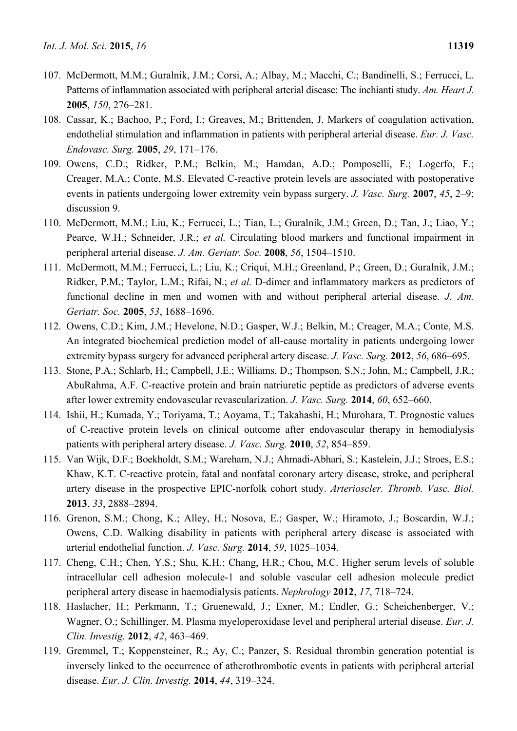107. McDermott, M.M.; Guralnik, J.M.; Corsi, A.; Albay, M.; Macchi, C.; Bandinelli, S.; Ferrucci, L. Patterns of inflammation associated with peripheral arterial disease: The inchianti study. *Am. Heart J.* **2005**, *150*, 276–281.
108. Cassar, K.; Bachoo, P.; Ford, I.; Greaves, M.; Brittenden, J. Markers of coagulation activation, endothelial stimulation and inflammation in patients with peripheral arterial disease. *Eur. J. Vasc. Endovasc. Surg.* **2005**, *29*, 171–176.
109. Owens, C.D.; Ridker, P.M.; Belkin, M.; Hamdan, A.D.; Pomposelli, F.; Logerfo, F.; Creager, M.A.; Conte, M.S. Elevated C-reactive protein levels are associated with postoperative events in patients undergoing lower extremity vein bypass surgery. *J. Vasc. Surg.* **2007**, *45*, 2–9; discussion 9.
110. McDermott, M.M.; Liu, K.; Ferrucci, L.; Tian, L.; Guralnik, J.M.; Green, D.; Tan, J.; Liao, Y.; Pearce, W.H.; Schneider, J.R.; *et al.* Circulating blood markers and functional impairment in peripheral arterial disease. *J. Am. Geriatr. Soc.* **2008**, *56*, 1504–1510.
111. McDermott, M.M.; Ferrucci, L.; Liu, K.; Criqui, M.H.; Greenland, P.; Green, D.; Guralnik, J.M.; Ridker, P.M.; Taylor, L.M.; Rifai, N.; *et al.* D-dimer and inflammatory markers as predictors of functional decline in men and women with and without peripheral arterial disease. *J. Am. Geriatr. Soc.* **2005**, *53*, 1688–1696.
112. Owens, C.D.; Kim, J.M.; Hevelone, N.D.; Gasper, W.J.; Belkin, M.; Creager, M.A.; Conte, M.S. An integrated biochemical prediction model of all-cause mortality in patients undergoing lower extremity bypass surgery for advanced peripheral artery disease. *J. Vasc. Surg.* **2012**, *56*, 686–695.
113. Stone, P.A.; Schlarb, H.; Campbell, J.E.; Williams, D.; Thompson, S.N.; John, M.; Campbell, J.R.; AbuRahma, A.F. C-reactive protein and brain natriuretic peptide as predictors of adverse events after lower extremity endovascular revascularization. *J. Vasc. Surg.* **2014**, *60*, 652–660.
114. Ishii, H.; Kumada, Y.; Toriyama, T.; Aoyama, T.; Takahashi, H.; Murohara, T. Prognostic values of C-reactive protein levels on clinical outcome after endovascular therapy in hemodialysis patients with peripheral artery disease. *J. Vasc. Surg.* **2010**, *52*, 854–859.
115. Van Wijk, D.F.; Boekholdt, S.M.; Wareham, N.J.; Ahmadi-Abhari, S.; Kastelein, J.J.; Stroes, E.S.; Khaw, K.T. C-reactive protein, fatal and nonfatal coronary artery disease, stroke, and peripheral artery disease in the prospective EPIC-norfolk cohort study. *Arterioscler. Thromb. Vasc. Biol.* **2013**, *33*, 2888–2894.
116. Grenon, S.M.; Chong, K.; Alley, H.; Nosova, E.; Gasper, W.; Hiramoto, J.; Boscardin, W.J.; Owens, C.D. Walking disability in patients with peripheral artery disease is associated with arterial endothelial function. *J. Vasc. Surg.* **2014**, *59*, 1025–1034.
117. Cheng, C.H.; Chen, Y.S.; Shu, K.H.; Chang, H.R.; Chou, M.C. Higher serum levels of soluble intracellular cell adhesion molecule-1 and soluble vascular cell adhesion molecule predict peripheral artery disease in haemodialysis patients. *Nephrology* **2012**, *17*, 718–724.
118. Haslacher, H.; Perkmann, T.; Gruenewald, J.; Exner, M.; Endler, G.; Scheichenberger, V.; Wagner, O.; Schillinger, M. Plasma myeloperoxidase level and peripheral arterial disease. *Eur. J. Clin. Investig.* **2012**, *42*, 463–469.
119. Gremmel, T.; Koppensteiner, R.; Ay, C.; Panzer, S. Residual thrombin generation potential is inversely linked to the occurrence of atherothrombotic events in patients with peripheral arterial disease. *Eur. J. Clin. Investig.* **2014**, *44*, 319–324.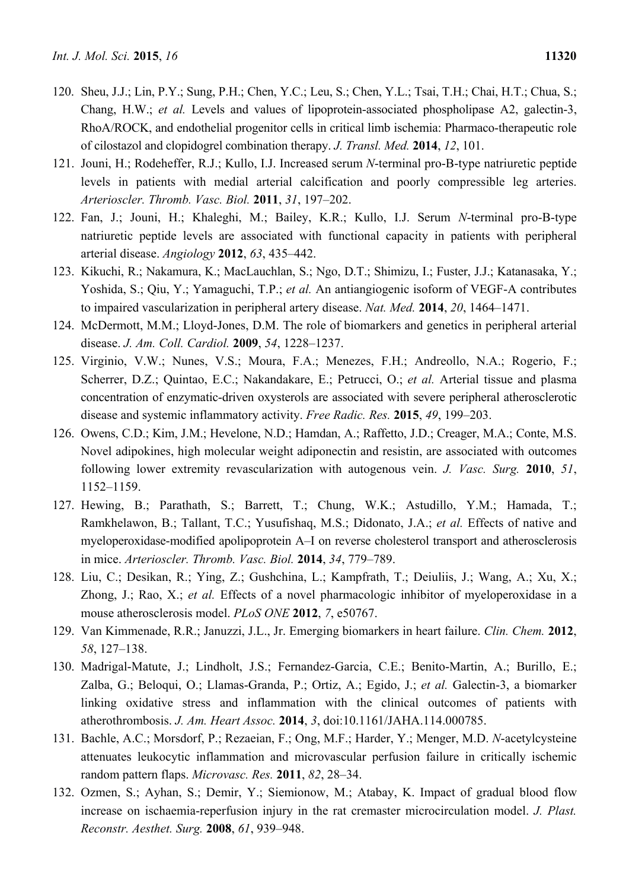120. Sheu, J.J.; Lin, P.Y.; Sung, P.H.; Chen, Y.C.; Leu, S.; Chen, Y.L.; Tsai, T.H.; Chai, H.T.; Chua, S.; Chang, H.W.; *et al.* Levels and values of lipoprotein-associated phospholipase A2, galectin-3, RhoA/ROCK, and endothelial progenitor cells in critical limb ischemia: Pharmaco-therapeutic role of cilostazol and clopidogrel combination therapy. *J. Transl. Med.* **2014**, *12*, 101.
121. Jouni, H.; Rodeheffer, R.J.; Kullo, I.J. Increased serum *N*-terminal pro-B-type natriuretic peptide levels in patients with medial arterial calcification and poorly compressible leg arteries. *Arterioscler. Thromb. Vasc. Biol.* **2011**, *31*, 197–202.
122. Fan, J.; Jouni, H.; Khaleghi, M.; Bailey, K.R.; Kullo, I.J. Serum *N*-terminal pro-B-type natriuretic peptide levels are associated with functional capacity in patients with peripheral arterial disease. *Angiology* **2012**, *63*, 435–442.
123. Kikuchi, R.; Nakamura, K.; MacLauchlan, S.; Ngo, D.T.; Shimizu, I.; Fuster, J.J.; Katanasaka, Y.; Yoshida, S.; Qiu, Y.; Yamaguchi, T.P.; *et al.* An antiangiogenic isoform of VEGF-A contributes to impaired vascularization in peripheral artery disease. *Nat. Med.* **2014**, *20*, 1464–1471.
124. McDermott, M.M.; Lloyd-Jones, D.M. The role of biomarkers and genetics in peripheral arterial disease. *J. Am. Coll. Cardiol.* **2009**, *54*, 1228–1237.
125. Virginio, V.W.; Nunes, V.S.; Moura, F.A.; Menezes, F.H.; Andreollo, N.A.; Rogerio, F.; Scherrer, D.Z.; Quintao, E.C.; Nakandakare, E.; Petrucci, O.; *et al.* Arterial tissue and plasma concentration of enzymatic-driven oxysterols are associated with severe peripheral atherosclerotic disease and systemic inflammatory activity. *Free Radic. Res.* **2015**, *49*, 199–203.
126. Owens, C.D.; Kim, J.M.; Hevelone, N.D.; Hamdan, A.; Raffetto, J.D.; Creager, M.A.; Conte, M.S. Novel adipokines, high molecular weight adiponectin and resistin, are associated with outcomes following lower extremity revascularization with autogenous vein. *J. Vasc. Surg.* **2010**, *51*, 1152–1159.
127. Hewing, B.; Parathath, S.; Barrett, T.; Chung, W.K.; Astudillo, Y.M.; Hamada, T.; Ramkhelawon, B.; Tallant, T.C.; Yusufishaq, M.S.; Didonato, J.A.; *et al.* Effects of native and myeloperoxidase-modified apolipoprotein A–I on reverse cholesterol transport and atherosclerosis in mice. *Arterioscler. Thromb. Vasc. Biol.* **2014**, *34*, 779–789.
128. Liu, C.; Desikan, R.; Ying, Z.; Gushchina, L.; Kampfrath, T.; Deiuliis, J.; Wang, A.; Xu, X.; Zhong, J.; Rao, X.; *et al.* Effects of a novel pharmacologic inhibitor of myeloperoxidase in a mouse atherosclerosis model. *PLoS ONE* **2012**, *7*, e50767.
129. Van Kimmenade, R.R.; Januzzi, J.L., Jr. Emerging biomarkers in heart failure. *Clin. Chem.* **2012**, *58*, 127–138.
130. Madrigal-Matute, J.; Lindholt, J.S.; Fernandez-Garcia, C.E.; Benito-Martin, A.; Burillo, E.; Zalba, G.; Beloqui, O.; Llamas-Granda, P.; Ortiz, A.; Egido, J.; *et al.* Galectin-3, a biomarker linking oxidative stress and inflammation with the clinical outcomes of patients with atherothrombosis. *J. Am. Heart Assoc.* **2014**, *3*, doi:10.1161/JAHA.114.000785.
131. Bachle, A.C.; Morsdorf, P.; Rezaeian, F.; Ong, M.F.; Harder, Y.; Menger, M.D. *N*-acetylcysteine attenuates leukocytic inflammation and microvascular perfusion failure in critically ischemic random pattern flaps. *Microvasc. Res.* **2011**, *82*, 28–34.
132. Ozmen, S.; Ayhan, S.; Demir, Y.; Siemionow, M.; Atabay, K. Impact of gradual blood flow increase on ischaemia-reperfusion injury in the rat cremaster microcirculation model. *J. Plast. Reconstr. Aesthet. Surg.* **2008**, *61*, 939–948.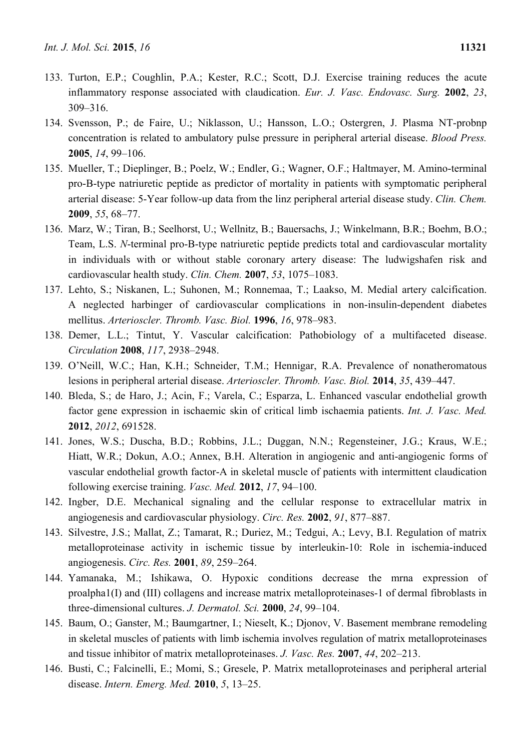133. Turton, E.P.; Coughlin, P.A.; Kester, R.C.; Scott, D.J. Exercise training reduces the acute inflammatory response associated with claudication. *Eur. J. Vasc. Endovasc. Surg.* **2002**, *23*, 309–316.
134. Svensson, P.; de Faire, U.; Niklasson, U.; Hansson, L.O.; Ostergren, J. Plasma NT-probnp concentration is related to ambulatory pulse pressure in peripheral arterial disease. *Blood Press.* **2005**, *14*, 99–106.
135. Mueller, T.; Dieplinger, B.; Poelz, W.; Endler, G.; Wagner, O.F.; Haltmayer, M. Amino-terminal pro-B-type natriuretic peptide as predictor of mortality in patients with symptomatic peripheral arterial disease: 5-Year follow-up data from the linz peripheral arterial disease study. *Clin. Chem.* **2009**, *55*, 68–77.
136. Marz, W.; Tiran, B.; Seelhorst, U.; Wellnitz, B.; Bauersachs, J.; Winkelmann, B.R.; Boehm, B.O.; Team, L.S. *N*-terminal pro-B-type natriuretic peptide predicts total and cardiovascular mortality in individuals with or without stable coronary artery disease: The ludwigshafen risk and cardiovascular health study. *Clin. Chem.* **2007**, *53*, 1075–1083.
137. Lehto, S.; Niskanen, L.; Suhonen, M.; Ronnemaa, T.; Laakso, M. Medial artery calcification. A neglected harbinger of cardiovascular complications in non-insulin-dependent diabetes mellitus. *Arterioscler. Thromb. Vasc. Biol.* **1996**, *16*, 978–983.
138. Demer, L.L.; Tintut, Y. Vascular calcification: Pathobiology of a multifaceted disease. *Circulation* **2008**, *117*, 2938–2948.
139. O'Neill, W.C.; Han, K.H.; Schneider, T.M.; Hennigar, R.A. Prevalence of nonatheromatous lesions in peripheral arterial disease. *Arterioscler. Thromb. Vasc. Biol.* **2014**, *35*, 439–447.
140. Bleda, S.; de Haro, J.; Acin, F.; Varela, C.; Esparza, L. Enhanced vascular endothelial growth factor gene expression in ischaemic skin of critical limb ischaemia patients. *Int. J. Vasc. Med.* **2012**, *2012*, 691528.
141. Jones, W.S.; Duscha, B.D.; Robbins, J.L.; Duggan, N.N.; Regensteiner, J.G.; Kraus, W.E.; Hiatt, W.R.; Dokun, A.O.; Annex, B.H. Alteration in angiogenic and anti-angiogenic forms of vascular endothelial growth factor-A in skeletal muscle of patients with intermittent claudication following exercise training. *Vasc. Med.* **2012**, *17*, 94–100.
142. Ingber, D.E. Mechanical signaling and the cellular response to extracellular matrix in angiogenesis and cardiovascular physiology. *Circ. Res.* **2002**, *91*, 877–887.
143. Silvestre, J.S.; Mallat, Z.; Tamarat, R.; Duriez, M.; Tedgui, A.; Levy, B.I. Regulation of matrix metalloproteinase activity in ischemic tissue by interleukin-10: Role in ischemia-induced angiogenesis. *Circ. Res.* **2001**, *89*, 259–264.
144. Yamanaka, M.; Ishikawa, O. Hypoxic conditions decrease the mrna expression of proalpha1(I) and (III) collagens and increase matrix metalloproteinases-1 of dermal fibroblasts in three-dimensional cultures. *J. Dermatol. Sci.* **2000**, *24*, 99–104.
145. Baum, O.; Ganster, M.; Baumgartner, I.; Nieselt, K.; Djonov, V. Basement membrane remodeling in skeletal muscles of patients with limb ischemia involves regulation of matrix metalloproteinases and tissue inhibitor of matrix metalloproteinases. *J. Vasc. Res.* **2007**, *44*, 202–213.
146. Busti, C.; Falcinelli, E.; Momi, S.; Gresele, P. Matrix metalloproteinases and peripheral arterial disease. *Intern. Emerg. Med.* **2010**, *5*, 13–25.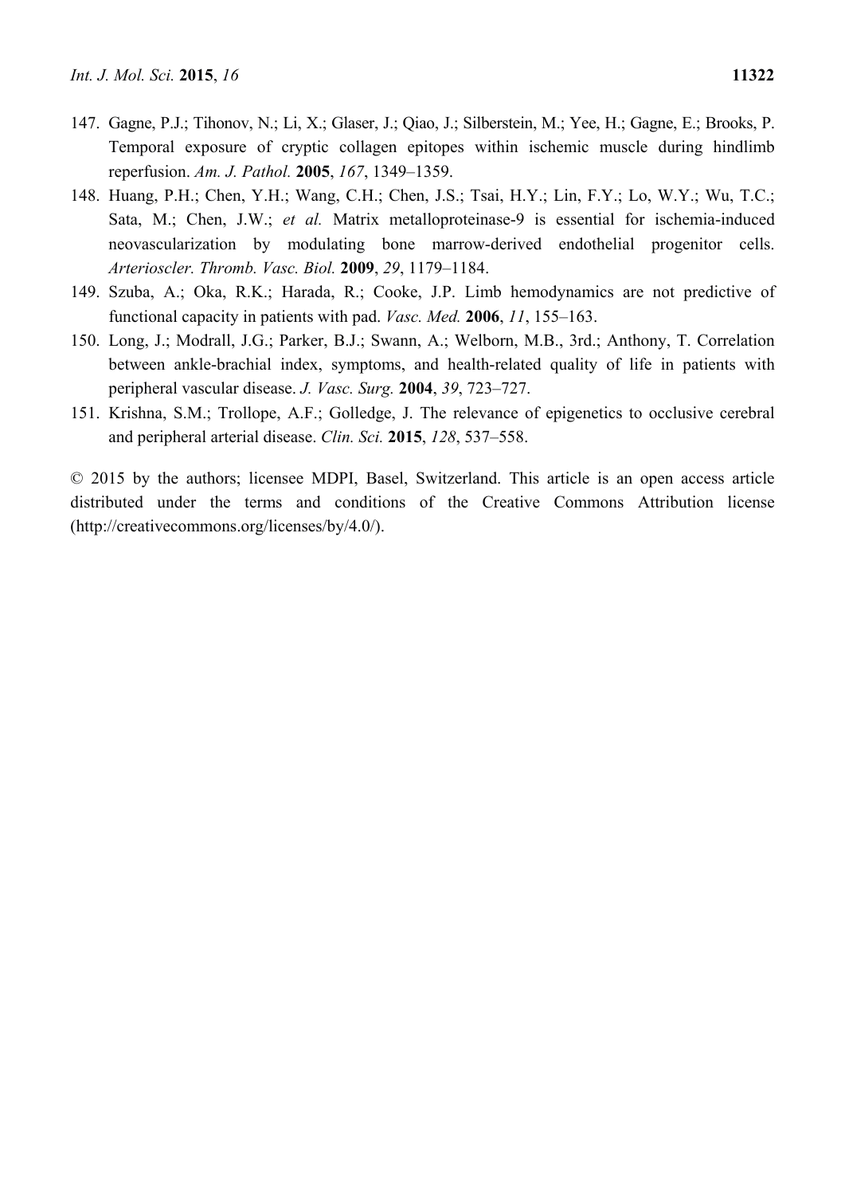147. Gagne, P.J.; Tihonov, N.; Li, X.; Glaser, J.; Qiao, J.; Silberstein, M.; Yee, H.; Gagne, E.; Brooks, P. Temporal exposure of cryptic collagen epitopes within ischemic muscle during hindlimb reperfusion. *Am. J. Pathol.* **2005**, *167*, 1349–1359.
148. Huang, P.H.; Chen, Y.H.; Wang, C.H.; Chen, J.S.; Tsai, H.Y.; Lin, F.Y.; Lo, W.Y.; Wu, T.C.; Sata, M.; Chen, J.W.; *et al.* Matrix metalloproteinase-9 is essential for ischemia-induced neovascularization by modulating bone marrow-derived endothelial progenitor cells. *Arterioscler. Thromb. Vasc. Biol.* **2009**, *29*, 1179–1184.
149. Szuba, A.; Oka, R.K.; Harada, R.; Cooke, J.P. Limb hemodynamics are not predictive of functional capacity in patients with pad. *Vasc. Med.* **2006**, *11*, 155–163.
150. Long, J.; Modrall, J.G.; Parker, B.J.; Swann, A.; Welborn, M.B., 3rd.; Anthony, T. Correlation between ankle-brachial index, symptoms, and health-related quality of life in patients with peripheral vascular disease. *J. Vasc. Surg.* **2004**, *39*, 723–727.
151. Krishna, S.M.; Trollope, A.F.; Golledge, J. The relevance of epigenetics to occlusive cerebral and peripheral arterial disease. *Clin. Sci.* **2015**, *128*, 537–558.

© 2015 by the authors; licensee MDPI, Basel, Switzerland. This article is an open access article distributed under the terms and conditions of the Creative Commons Attribution license (http://creativecommons.org/licenses/by/4.0/).